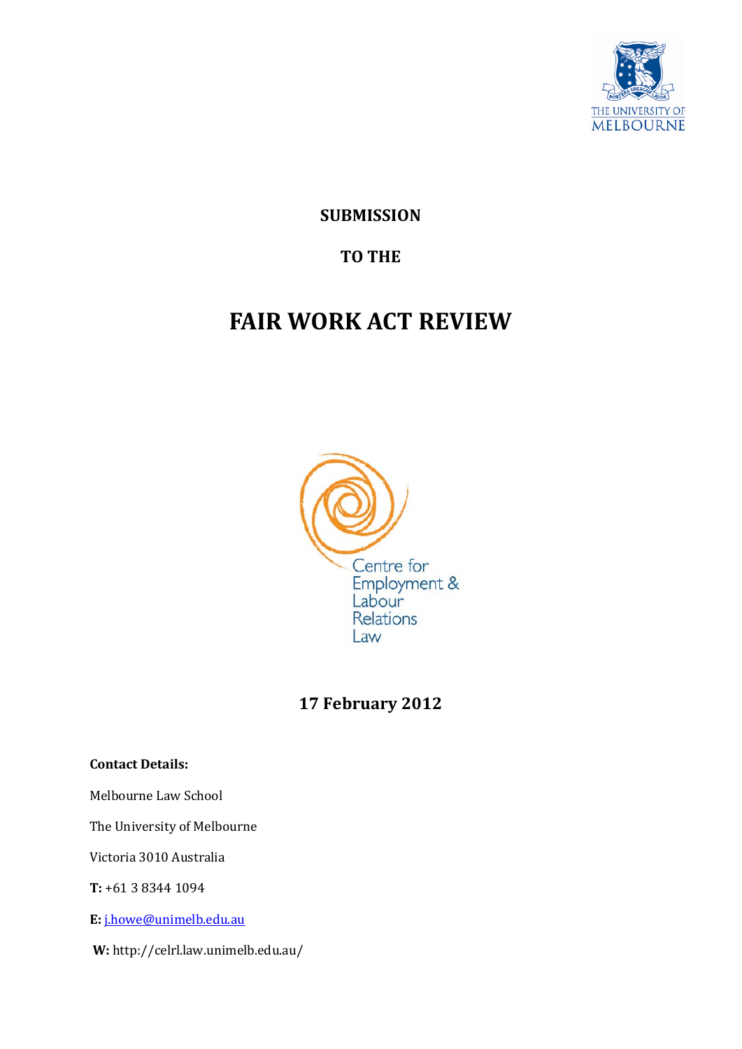**SUBMISSION**

**TO THE**

# FAIR WORK ACT REVIEW

Centre for Employment & Labour Relations Law

**17 February 2012**

**Contact Details:**

Melbourne Law School

The University of Melbourne

Victoria 3010 Australia

**T:** +61 3 8344 1094

**E:** j.howe@unimelb.edu.au

**W:** http://celrl.law.unimelb.edu.au/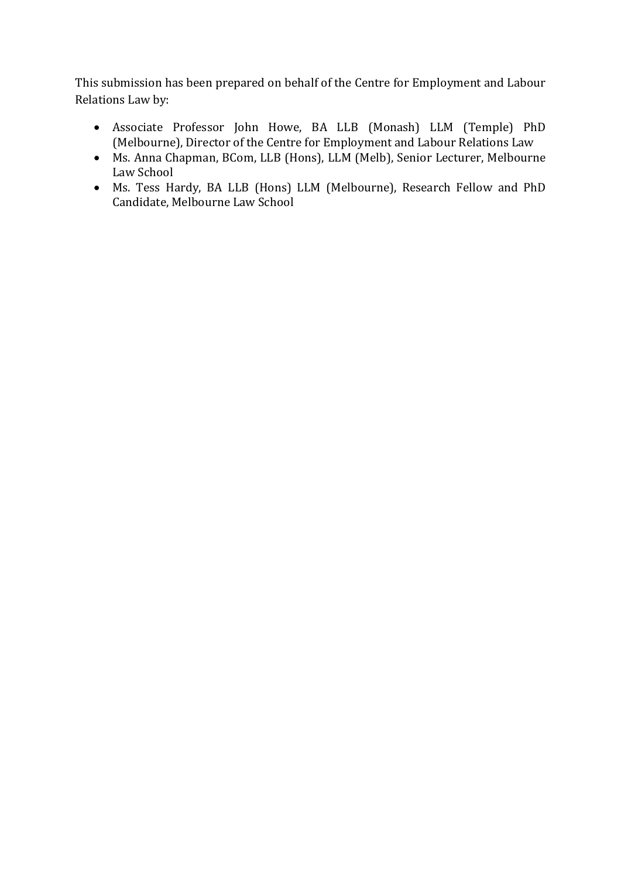This submission has been prepared on behalf of the Centre for Employment and Labour Relations Law by:

- Associate Professor John Howe, BA LLB (Monash) LLM (Temple) PhD (Melbourne), Director of the Centre for Employment and Labour Relations Law
- Ms. Anna Chapman, BCom, LLB (Hons), LLM (Melb), Senior Lecturer, Melbourne Law School
- Ms. Tess Hardy, BA LLB (Hons) LLM (Melbourne), Research Fellow and PhD Candidate, Melbourne Law School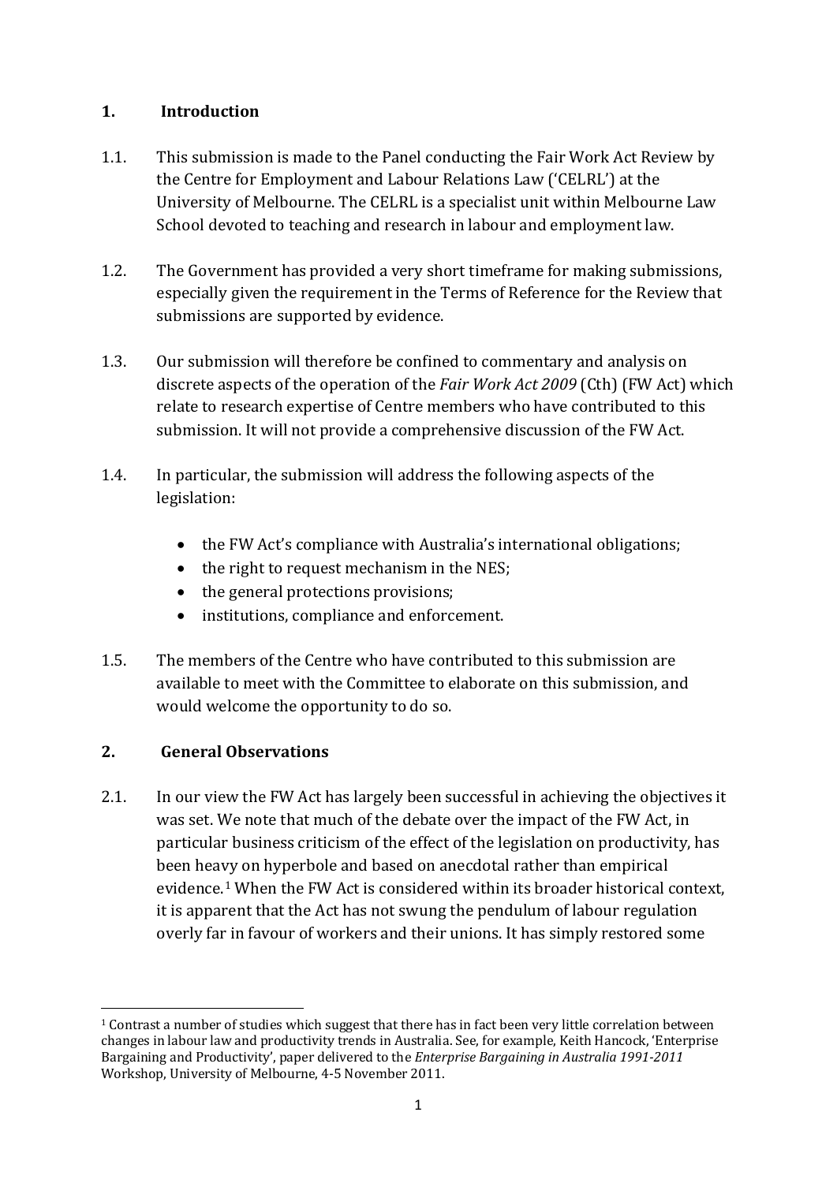## 1. Introduction

1.1. This submission is made to the Panel conducting the Fair Work Act Review by the Centre for Employment and Labour Relations Law ('CELRL') at the University of Melbourne. The CELRL is a specialist unit within Melbourne Law School devoted to teaching and research in labour and employment law.

1.2. The Government has provided a very short timeframe for making submissions, especially given the requirement in the Terms of Reference for the Review that submissions are supported by evidence.

1.3. Our submission will therefore be confined to commentary and analysis on discrete aspects of the operation of the *Fair Work Act 2009* (Cth) (FW Act) which relate to research expertise of Centre members who have contributed to this submission. It will not provide a comprehensive discussion of the FW Act.

1.4. In particular, the submission will address the following aspects of the legislation:

- the FW Act's compliance with Australia's international obligations;
- the right to request mechanism in the NES;
- the general protections provisions;
- institutions, compliance and enforcement.

1.5. The members of the Centre who have contributed to this submission are available to meet with the Committee to elaborate on this submission, and would welcome the opportunity to do so.

## 2. General Observations

2.1. In our view the FW Act has largely been successful in achieving the objectives it was set. We note that much of the debate over the impact of the FW Act, in particular business criticism of the effect of the legislation on productivity, has been heavy on hyperbole and based on anecdotal rather than empirical evidence.[1] When the FW Act is considered within its broader historical context, it is apparent that the Act has not swung the pendulum of labour regulation overly far in favour of workers and their unions. It has simply restored some

[1] Contrast a number of studies which suggest that there has in fact been very little correlation between changes in labour law and productivity trends in Australia. See, for example, Keith Hancock, 'Enterprise Bargaining and Productivity', paper delivered to the *Enterprise Bargaining in Australia 1991-2011* Workshop, University of Melbourne, 4-5 November 2011.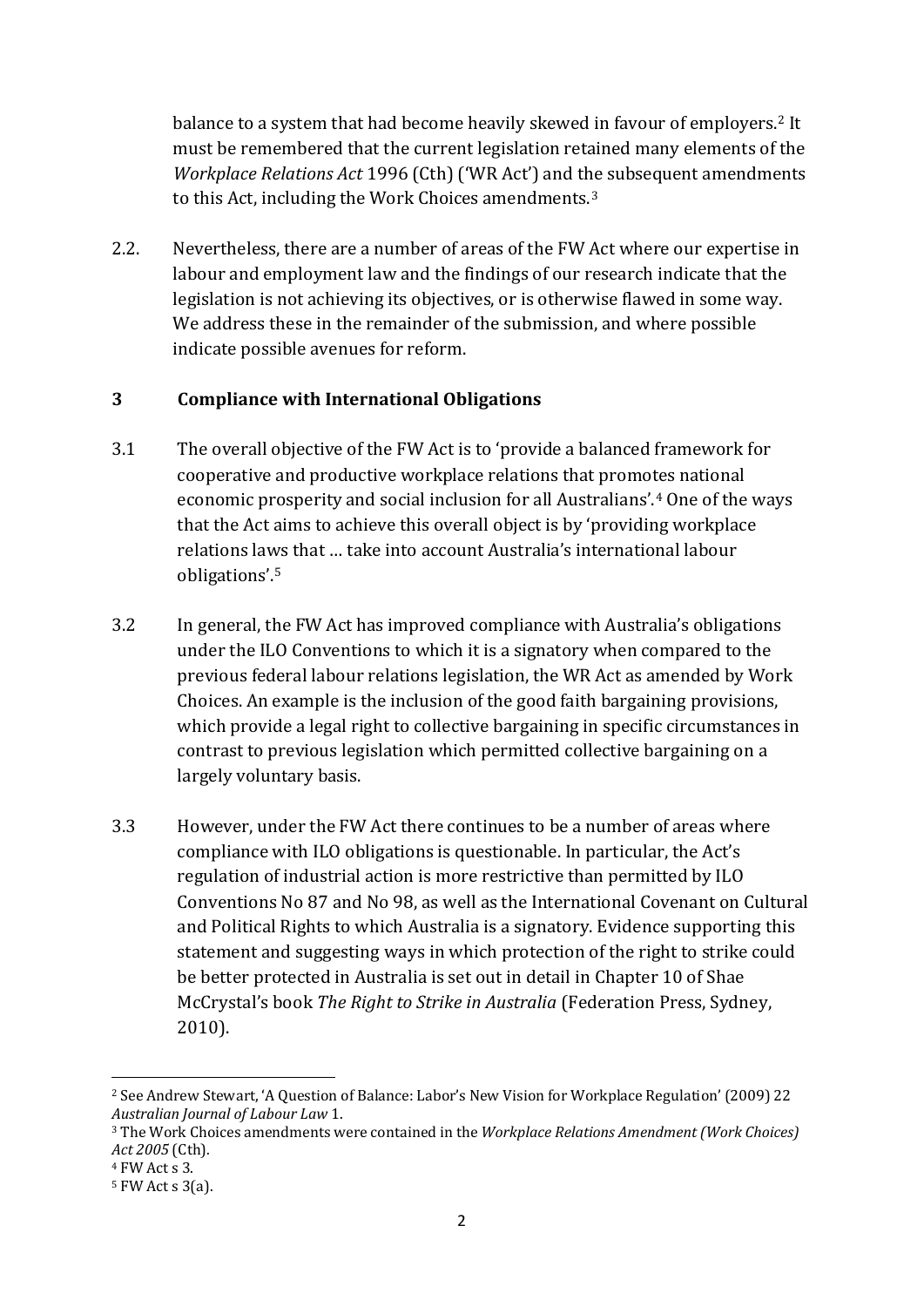balance to a system that had become heavily skewed in favour of employers.[2] It must be remembered that the current legislation retained many elements of the *Workplace Relations Act* 1996 (Cth) ('WR Act') and the subsequent amendments to this Act, including the Work Choices amendments.[3]

2.2. Nevertheless, there are a number of areas of the FW Act where our expertise in labour and employment law and the findings of our research indicate that the legislation is not achieving its objectives, or is otherwise flawed in some way. We address these in the remainder of the submission, and where possible indicate possible avenues for reform.

## 3 Compliance with International Obligations

3.1 The overall objective of the FW Act is to 'provide a balanced framework for cooperative and productive workplace relations that promotes national economic prosperity and social inclusion for all Australians'.[4] One of the ways that the Act aims to achieve this overall object is by 'providing workplace relations laws that … take into account Australia's international labour obligations'.[5]

3.2 In general, the FW Act has improved compliance with Australia's obligations under the ILO Conventions to which it is a signatory when compared to the previous federal labour relations legislation, the WR Act as amended by Work Choices. An example is the inclusion of the good faith bargaining provisions, which provide a legal right to collective bargaining in specific circumstances in contrast to previous legislation which permitted collective bargaining on a largely voluntary basis.

3.3 However, under the FW Act there continues to be a number of areas where compliance with ILO obligations is questionable. In particular, the Act's regulation of industrial action is more restrictive than permitted by ILO Conventions No 87 and No 98, as well as the International Covenant on Cultural and Political Rights to which Australia is a signatory. Evidence supporting this statement and suggesting ways in which protection of the right to strike could be better protected in Australia is set out in detail in Chapter 10 of Shae McCrystal's book *The Right to Strike in Australia* (Federation Press, Sydney, 2010).

---

[2] See Andrew Stewart, 'A Question of Balance: Labor's New Vision for Workplace Regulation' (2009) 22 *Australian Journal of Labour Law* 1.

[3] The Work Choices amendments were contained in the *Workplace Relations Amendment (Work Choices) Act 2005* (Cth).

[4] FW Act s 3.

[5] FW Act s 3(a).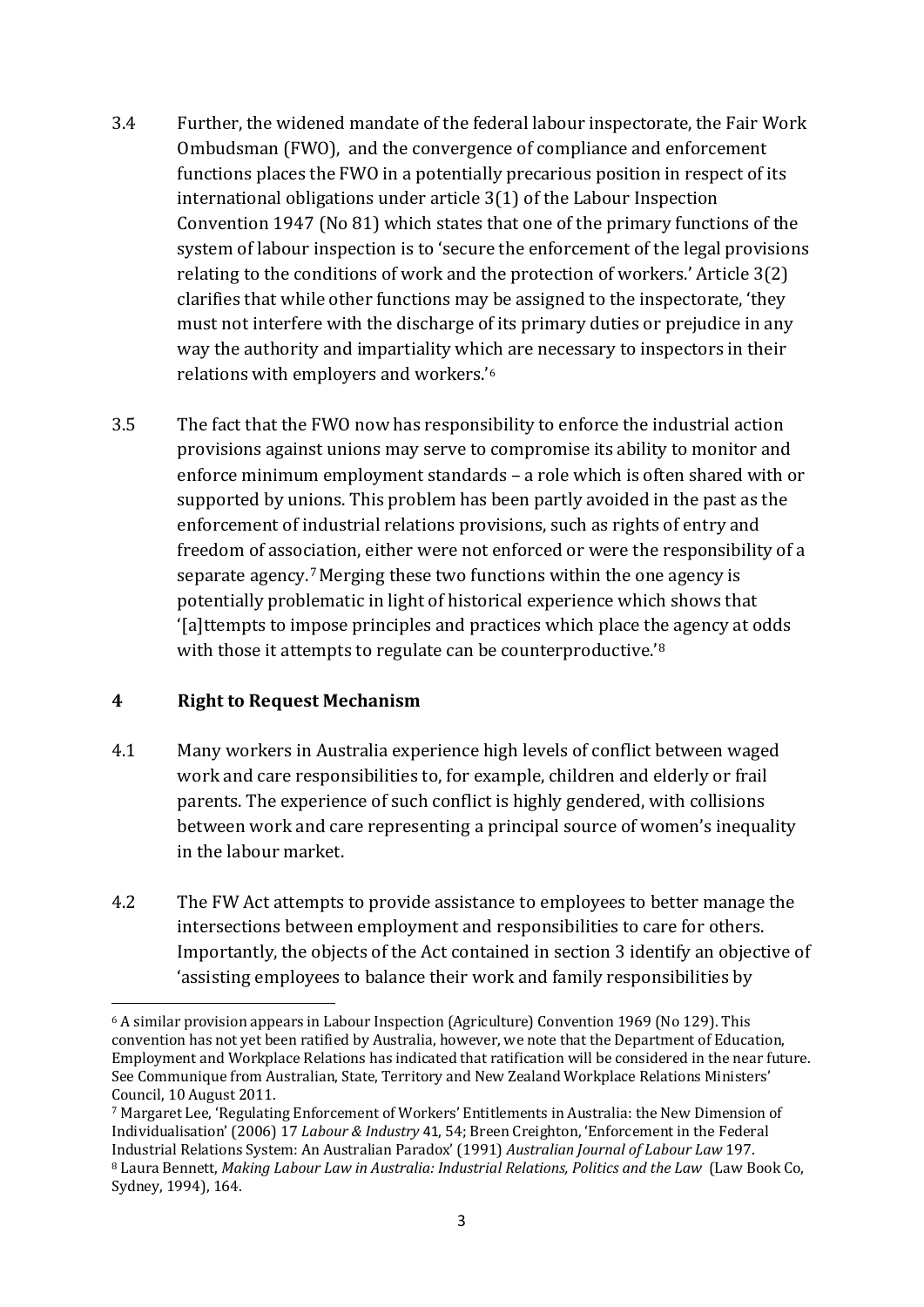3.4 Further, the widened mandate of the federal labour inspectorate, the Fair Work Ombudsman (FWO), and the convergence of compliance and enforcement functions places the FWO in a potentially precarious position in respect of its international obligations under article 3(1) of the Labour Inspection Convention 1947 (No 81) which states that one of the primary functions of the system of labour inspection is to 'secure the enforcement of the legal provisions relating to the conditions of work and the protection of workers.' Article 3(2) clarifies that while other functions may be assigned to the inspectorate, 'they must not interfere with the discharge of its primary duties or prejudice in any way the authority and impartiality which are necessary to inspectors in their relations with employers and workers.'[6]

3.5 The fact that the FWO now has responsibility to enforce the industrial action provisions against unions may serve to compromise its ability to monitor and enforce minimum employment standards – a role which is often shared with or supported by unions. This problem has been partly avoided in the past as the enforcement of industrial relations provisions, such as rights of entry and freedom of association, either were not enforced or were the responsibility of a separate agency.[7] Merging these two functions within the one agency is potentially problematic in light of historical experience which shows that '[a]ttempts to impose principles and practices which place the agency at odds with those it attempts to regulate can be counterproductive.'[8]

## 4 Right to Request Mechanism

4.1 Many workers in Australia experience high levels of conflict between waged work and care responsibilities to, for example, children and elderly or frail parents. The experience of such conflict is highly gendered, with collisions between work and care representing a principal source of women's inequality in the labour market.

4.2 The FW Act attempts to provide assistance to employees to better manage the intersections between employment and responsibilities to care for others. Importantly, the objects of the Act contained in section 3 identify an objective of 'assisting employees to balance their work and family responsibilities by

---

[6] A similar provision appears in Labour Inspection (Agriculture) Convention 1969 (No 129). This convention has not yet been ratified by Australia, however, we note that the Department of Education, Employment and Workplace Relations has indicated that ratification will be considered in the near future. See Communique from Australian, State, Territory and New Zealand Workplace Relations Ministers' Council, 10 August 2011.

[7] Margaret Lee, 'Regulating Enforcement of Workers' Entitlements in Australia: the New Dimension of Individualisation' (2006) 17 *Labour & Industry* 41, 54; Breen Creighton, 'Enforcement in the Federal Industrial Relations System: An Australian Paradox' (1991) *Australian Journal of Labour Law* 197.

[8] Laura Bennett, *Making Labour Law in Australia: Industrial Relations, Politics and the Law* (Law Book Co, Sydney, 1994), 164.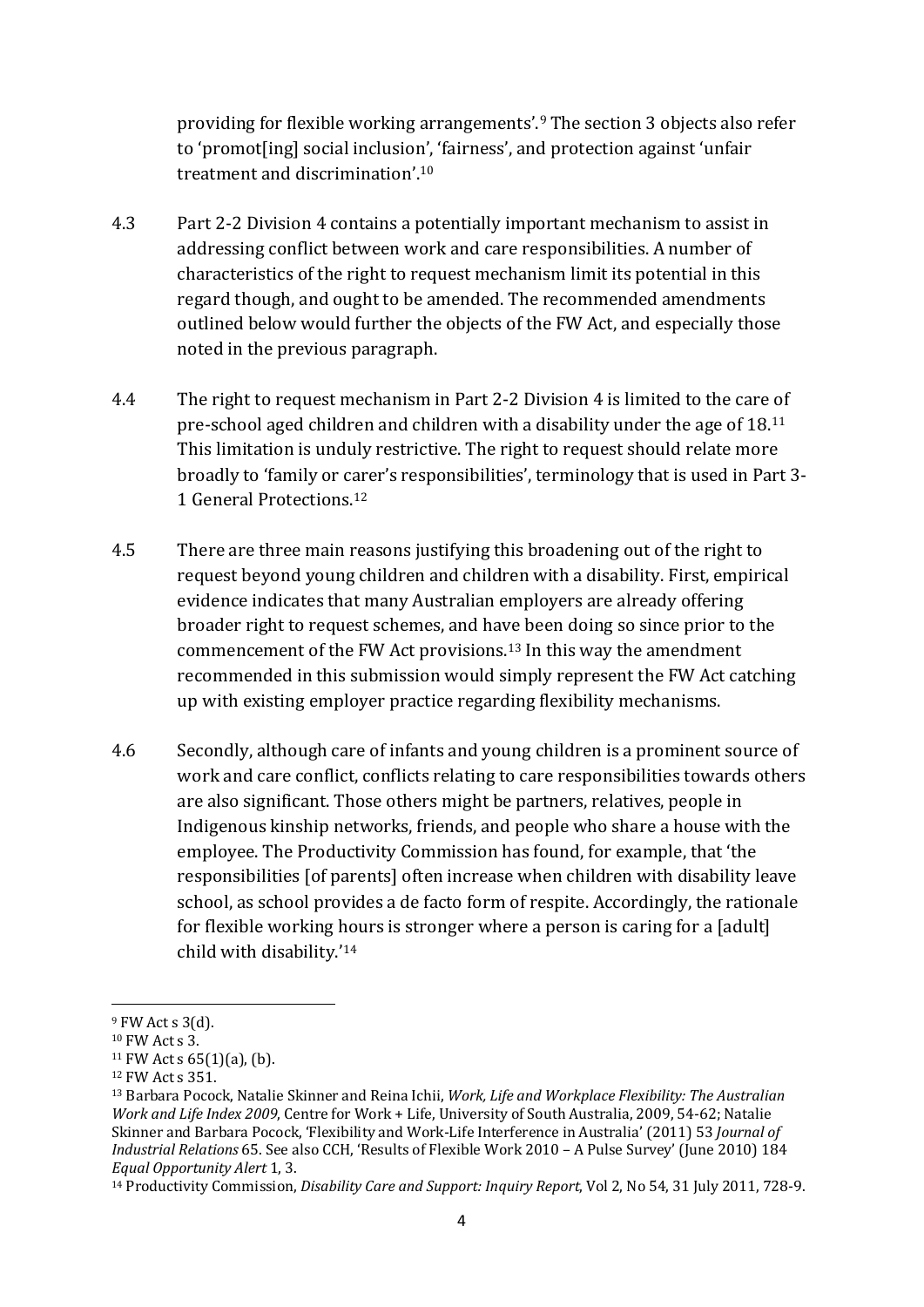providing for flexible working arrangements'.[9] The section 3 objects also refer to 'promot[ing] social inclusion', 'fairness', and protection against 'unfair treatment and discrimination'.[10]

4.3 Part 2-2 Division 4 contains a potentially important mechanism to assist in addressing conflict between work and care responsibilities. A number of characteristics of the right to request mechanism limit its potential in this regard though, and ought to be amended. The recommended amendments outlined below would further the objects of the FW Act, and especially those noted in the previous paragraph.

4.4 The right to request mechanism in Part 2-2 Division 4 is limited to the care of pre-school aged children and children with a disability under the age of 18.[11] This limitation is unduly restrictive. The right to request should relate more broadly to 'family or carer's responsibilities', terminology that is used in Part 3-1 General Protections.[12]

4.5 There are three main reasons justifying this broadening out of the right to request beyond young children and children with a disability. First, empirical evidence indicates that many Australian employers are already offering broader right to request schemes, and have been doing so since prior to the commencement of the FW Act provisions.[13] In this way the amendment recommended in this submission would simply represent the FW Act catching up with existing employer practice regarding flexibility mechanisms.

4.6 Secondly, although care of infants and young children is a prominent source of work and care conflict, conflicts relating to care responsibilities towards others are also significant. Those others might be partners, relatives, people in Indigenous kinship networks, friends, and people who share a house with the employee. The Productivity Commission has found, for example, that 'the responsibilities [of parents] often increase when children with disability leave school, as school provides a de facto form of respite. Accordingly, the rationale for flexible working hours is stronger where a person is caring for a [adult] child with disability.'[14]

---

[9] FW Act s 3(d).

[10] FW Act s 3.

[11] FW Act s 65(1)(a), (b).

[12] FW Act s 351.

[13] Barbara Pocock, Natalie Skinner and Reina Ichii, *Work, Life and Workplace Flexibility: The Australian Work and Life Index 2009*, Centre for Work + Life, University of South Australia, 2009, 54-62; Natalie Skinner and Barbara Pocock, 'Flexibility and Work-Life Interference in Australia' (2011) 53 *Journal of Industrial Relations* 65. See also CCH, 'Results of Flexible Work 2010 – A Pulse Survey' (June 2010) 184 *Equal Opportunity Alert* 1, 3.

[14] Productivity Commission, *Disability Care and Support: Inquiry Report*, Vol 2, No 54, 31 July 2011, 728-9.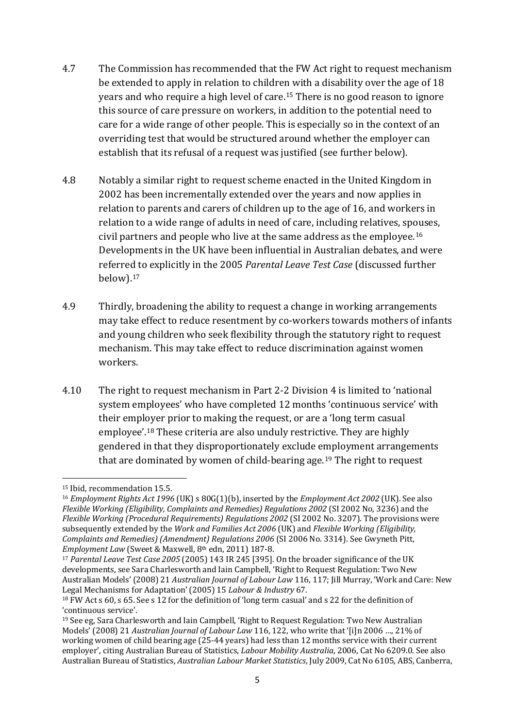4.7 The Commission has recommended that the FW Act right to request mechanism be extended to apply in relation to children with a disability over the age of 18 years and who require a high level of care.[15] There is no good reason to ignore this source of care pressure on workers, in addition to the potential need to care for a wide range of other people. This is especially so in the context of an overriding test that would be structured around whether the employer can establish that its refusal of a request was justified (see further below).

4.8 Notably a similar right to request scheme enacted in the United Kingdom in 2002 has been incrementally extended over the years and now applies in relation to parents and carers of children up to the age of 16, and workers in relation to a wide range of adults in need of care, including relatives, spouses, civil partners and people who live at the same address as the employee.[16] Developments in the UK have been influential in Australian debates, and were referred to explicitly in the 2005 *Parental Leave Test Case* (discussed further below).[17]

4.9 Thirdly, broadening the ability to request a change in working arrangements may take effect to reduce resentment by co-workers towards mothers of infants and young children who seek flexibility through the statutory right to request mechanism. This may take effect to reduce discrimination against women workers.

4.10 The right to request mechanism in Part 2-2 Division 4 is limited to 'national system employees' who have completed 12 months 'continuous service' with their employer prior to making the request, or are a 'long term casual employee'.[18] These criteria are also unduly restrictive. They are highly gendered in that they disproportionately exclude employment arrangements that are dominated by women of child-bearing age.[19] The right to request

---

[15] Ibid, recommendation 15.5.

[16] *Employment Rights Act 1996* (UK) s 80G(1)(b), inserted by the *Employment Act 2002* (UK). See also *Flexible Working (Eligibility, Complaints and Remedies) Regulations 2002* (SI 2002 No, 3236) and the *Flexible Working (Procedural Requirements) Regulations 2002* (SI 2002 No. 3207). The provisions were subsequently extended by the *Work and Families Act 2006* (UK) and *Flexible Working (Eligibility, Complaints and Remedies) (Amendment) Regulations 2006* (SI 2006 No. 3314). See Gwyneth Pitt, *Employment Law* (Sweet & Maxwell, 8th edn, 2011) 187-8.

[17] *Parental Leave Test Case 2005* (2005) 143 IR 245 [395]. On the broader significance of the UK developments, see Sara Charlesworth and Iain Campbell, 'Right to Request Regulation: Two New Australian Models' (2008) 21 *Australian Journal of Labour Law* 116, 117; Jill Murray, 'Work and Care: New Legal Mechanisms for Adaptation' (2005) 15 *Labour & Industry* 67.

[18] FW Act s 60, s 65. See s 12 for the definition of 'long term casual' and s 22 for the definition of 'continuous service'.

[19] See eg, Sara Charlesworth and Iain Campbell, 'Right to Request Regulation: Two New Australian Models' (2008) 21 *Australian Journal of Labour Law* 116, 122, who write that '[i]n 2006 …, 21% of working women of child bearing age (25-44 years) had less than 12 months service with their current employer', citing Australian Bureau of Statistics, *Labour Mobility Australia*, 2006, Cat No 6209.0. See also Australian Bureau of Statistics, *Australian Labour Market Statistics*, July 2009, Cat No 6105, ABS, Canberra,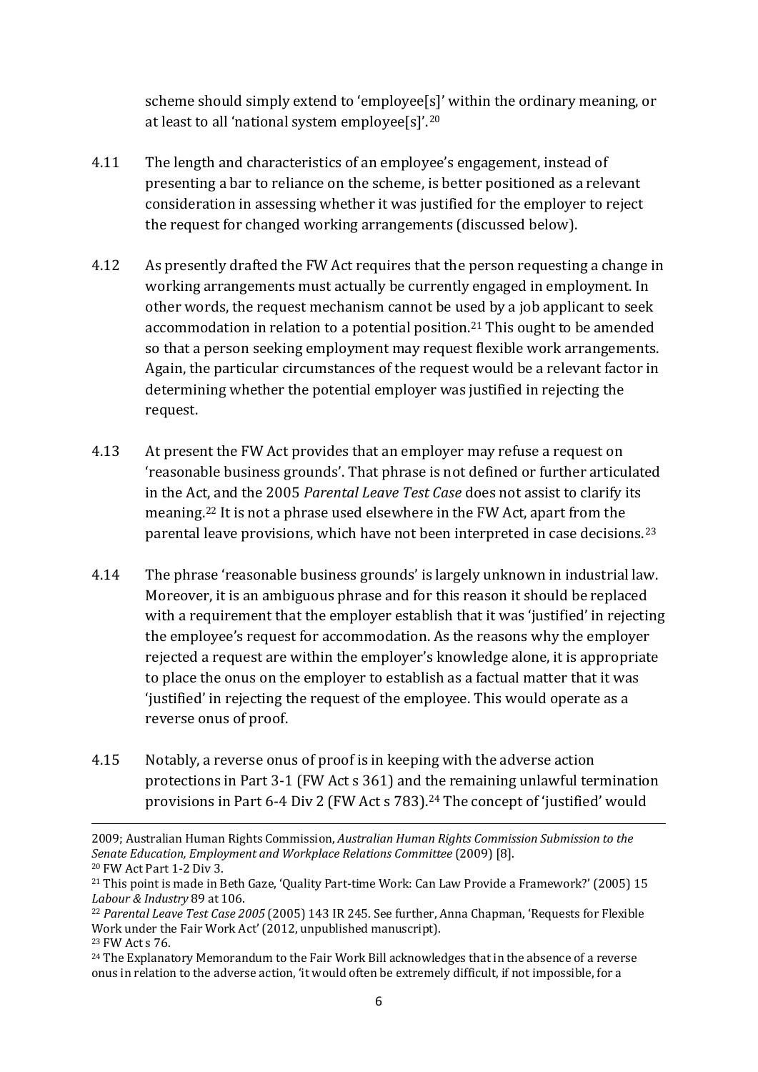scheme should simply extend to 'employee[s]' within the ordinary meaning, or at least to all 'national system employee[s]'.[20]

4.11 The length and characteristics of an employee's engagement, instead of presenting a bar to reliance on the scheme, is better positioned as a relevant consideration in assessing whether it was justified for the employer to reject the request for changed working arrangements (discussed below).

4.12 As presently drafted the FW Act requires that the person requesting a change in working arrangements must actually be currently engaged in employment. In other words, the request mechanism cannot be used by a job applicant to seek accommodation in relation to a potential position.[21] This ought to be amended so that a person seeking employment may request flexible work arrangements. Again, the particular circumstances of the request would be a relevant factor in determining whether the potential employer was justified in rejecting the request.

4.13 At present the FW Act provides that an employer may refuse a request on 'reasonable business grounds'. That phrase is not defined or further articulated in the Act, and the 2005 *Parental Leave Test Case* does not assist to clarify its meaning.[22] It is not a phrase used elsewhere in the FW Act, apart from the parental leave provisions, which have not been interpreted in case decisions.[23]

4.14 The phrase 'reasonable business grounds' is largely unknown in industrial law. Moreover, it is an ambiguous phrase and for this reason it should be replaced with a requirement that the employer establish that it was 'justified' in rejecting the employee's request for accommodation. As the reasons why the employer rejected a request are within the employer's knowledge alone, it is appropriate to place the onus on the employer to establish as a factual matter that it was 'justified' in rejecting the request of the employee. This would operate as a reverse onus of proof.

4.15 Notably, a reverse onus of proof is in keeping with the adverse action protections in Part 3-1 (FW Act s 361) and the remaining unlawful termination provisions in Part 6-4 Div 2 (FW Act s 783).[24] The concept of 'justified' would

---

2009; Australian Human Rights Commission, *Australian Human Rights Commission Submission to the Senate Education, Employment and Workplace Relations Committee* (2009) [8].

[20] FW Act Part 1-2 Div 3.

[21] This point is made in Beth Gaze, 'Quality Part-time Work: Can Law Provide a Framework?' (2005) 15 *Labour & Industry* 89 at 106.

[22] *Parental Leave Test Case 2005* (2005) 143 IR 245. See further, Anna Chapman, 'Requests for Flexible Work under the Fair Work Act' (2012, unpublished manuscript).

[23] FW Act s 76.

[24] The Explanatory Memorandum to the Fair Work Bill acknowledges that in the absence of a reverse onus in relation to the adverse action, 'it would often be extremely difficult, if not impossible, for a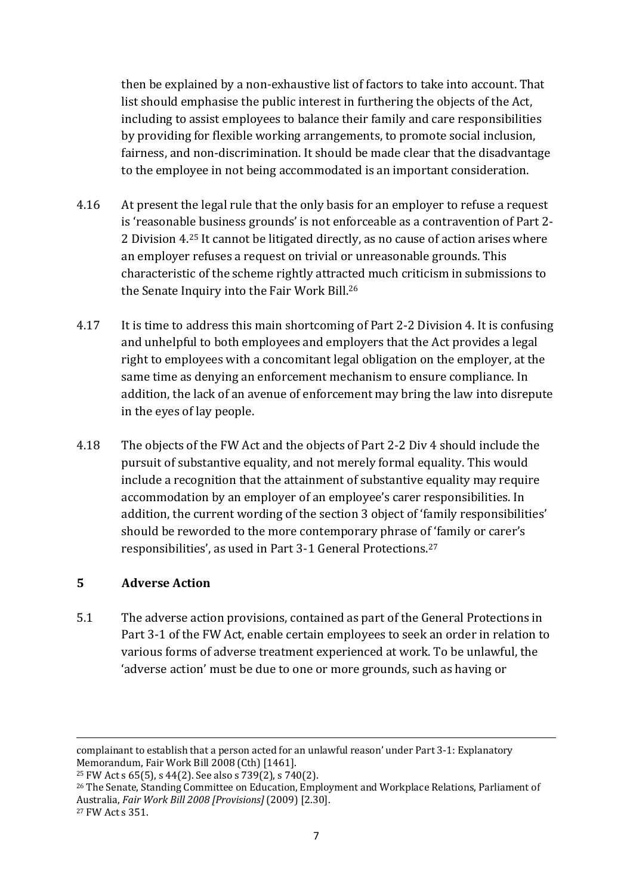then be explained by a non-exhaustive list of factors to take into account. That list should emphasise the public interest in furthering the objects of the Act, including to assist employees to balance their family and care responsibilities by providing for flexible working arrangements, to promote social inclusion, fairness, and non-discrimination. It should be made clear that the disadvantage to the employee in not being accommodated is an important consideration.

4.16 At present the legal rule that the only basis for an employer to refuse a request is 'reasonable business grounds' is not enforceable as a contravention of Part 2-2 Division 4.[25] It cannot be litigated directly, as no cause of action arises where an employer refuses a request on trivial or unreasonable grounds. This characteristic of the scheme rightly attracted much criticism in submissions to the Senate Inquiry into the Fair Work Bill.[26]

4.17 It is time to address this main shortcoming of Part 2-2 Division 4. It is confusing and unhelpful to both employees and employers that the Act provides a legal right to employees with a concomitant legal obligation on the employer, at the same time as denying an enforcement mechanism to ensure compliance. In addition, the lack of an avenue of enforcement may bring the law into disrepute in the eyes of lay people.

4.18 The objects of the FW Act and the objects of Part 2-2 Div 4 should include the pursuit of substantive equality, and not merely formal equality. This would include a recognition that the attainment of substantive equality may require accommodation by an employer of an employee's carer responsibilities. In addition, the current wording of the section 3 object of 'family responsibilities' should be reworded to the more contemporary phrase of 'family or carer's responsibilities', as used in Part 3-1 General Protections.[27]

## 5 Adverse Action

5.1 The adverse action provisions, contained as part of the General Protections in Part 3-1 of the FW Act, enable certain employees to seek an order in relation to various forms of adverse treatment experienced at work. To be unlawful, the 'adverse action' must be due to one or more grounds, such as having or

---

complainant to establish that a person acted for an unlawful reason' under Part 3-1: Explanatory Memorandum, Fair Work Bill 2008 (Cth) [1461].

[25] FW Act s 65(5), s 44(2). See also s 739(2), s 740(2).

[26] The Senate, Standing Committee on Education, Employment and Workplace Relations, Parliament of Australia, *Fair Work Bill 2008 [Provisions]* (2009) [2.30].

[27] FW Act s 351.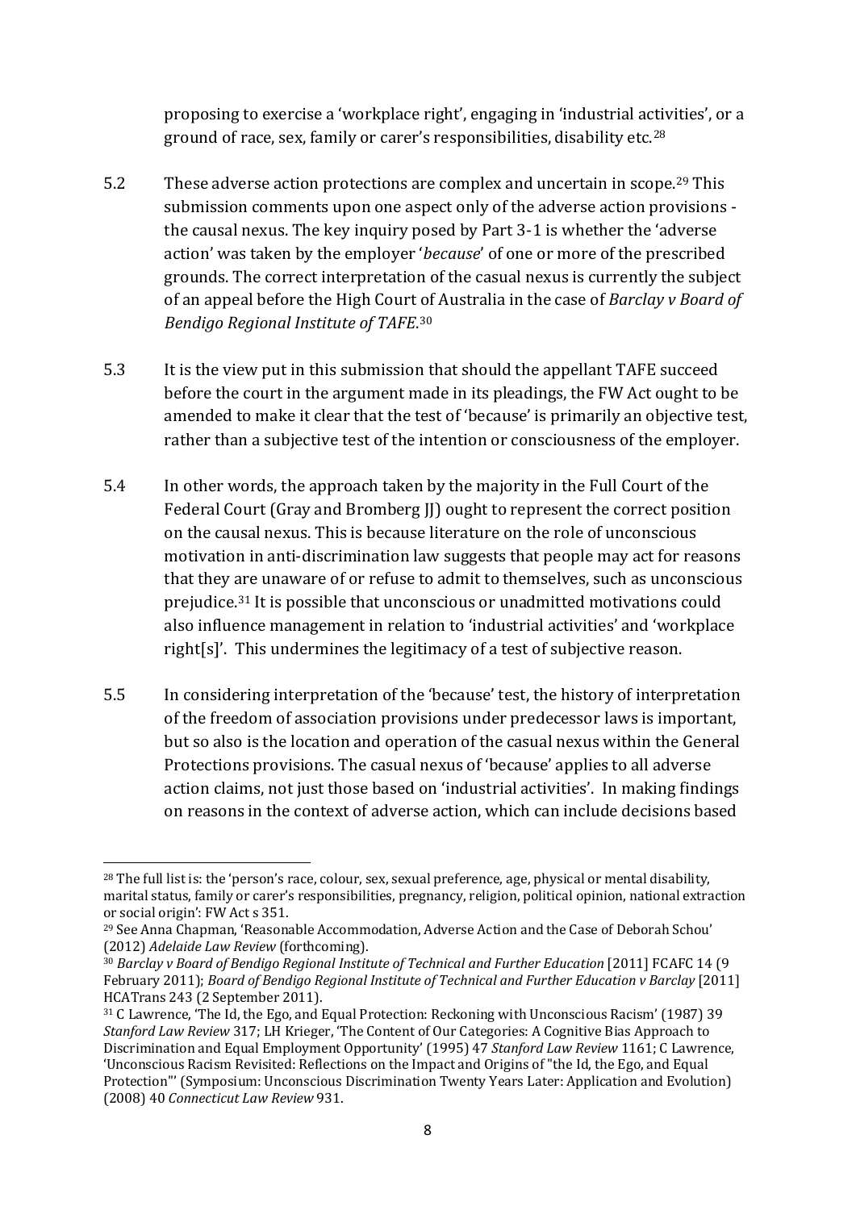proposing to exercise a 'workplace right', engaging in 'industrial activities', or a ground of race, sex, family or carer's responsibilities, disability etc.[28]

5.2 These adverse action protections are complex and uncertain in scope.[29] This submission comments upon one aspect only of the adverse action provisions - the causal nexus. The key inquiry posed by Part 3-1 is whether the 'adverse action' was taken by the employer '*because*' of one or more of the prescribed grounds. The correct interpretation of the casual nexus is currently the subject of an appeal before the High Court of Australia in the case of *Barclay v Board of Bendigo Regional Institute of TAFE*.[30]

5.3 It is the view put in this submission that should the appellant TAFE succeed before the court in the argument made in its pleadings, the FW Act ought to be amended to make it clear that the test of 'because' is primarily an objective test, rather than a subjective test of the intention or consciousness of the employer.

5.4 In other words, the approach taken by the majority in the Full Court of the Federal Court (Gray and Bromberg JJ) ought to represent the correct position on the causal nexus. This is because literature on the role of unconscious motivation in anti-discrimination law suggests that people may act for reasons that they are unaware of or refuse to admit to themselves, such as unconscious prejudice.[31] It is possible that unconscious or unadmitted motivations could also influence management in relation to 'industrial activities' and 'workplace right[s]'. This undermines the legitimacy of a test of subjective reason.

5.5 In considering interpretation of the 'because' test, the history of interpretation of the freedom of association provisions under predecessor laws is important, but so also is the location and operation of the casual nexus within the General Protections provisions. The casual nexus of 'because' applies to all adverse action claims, not just those based on 'industrial activities'. In making findings on reasons in the context of adverse action, which can include decisions based

---

[28] The full list is: the 'person's race, colour, sex, sexual preference, age, physical or mental disability, marital status, family or carer's responsibilities, pregnancy, religion, political opinion, national extraction or social origin': FW Act s 351.

[29] See Anna Chapman, 'Reasonable Accommodation, Adverse Action and the Case of Deborah Schou' (2012) *Adelaide Law Review* (forthcoming).

[30] *Barclay v Board of Bendigo Regional Institute of Technical and Further Education* [2011] FCAFC 14 (9 February 2011); *Board of Bendigo Regional Institute of Technical and Further Education v Barclay* [2011] HCATrans 243 (2 September 2011).

[31] C Lawrence, 'The Id, the Ego, and Equal Protection: Reckoning with Unconscious Racism' (1987) 39 *Stanford Law Review* 317; LH Krieger, 'The Content of Our Categories: A Cognitive Bias Approach to Discrimination and Equal Employment Opportunity' (1995) 47 *Stanford Law Review* 1161; C Lawrence, 'Unconscious Racism Revisited: Reflections on the Impact and Origins of "the Id, the Ego, and Equal Protection"' (Symposium: Unconscious Discrimination Twenty Years Later: Application and Evolution) (2008) 40 *Connecticut Law Review* 931.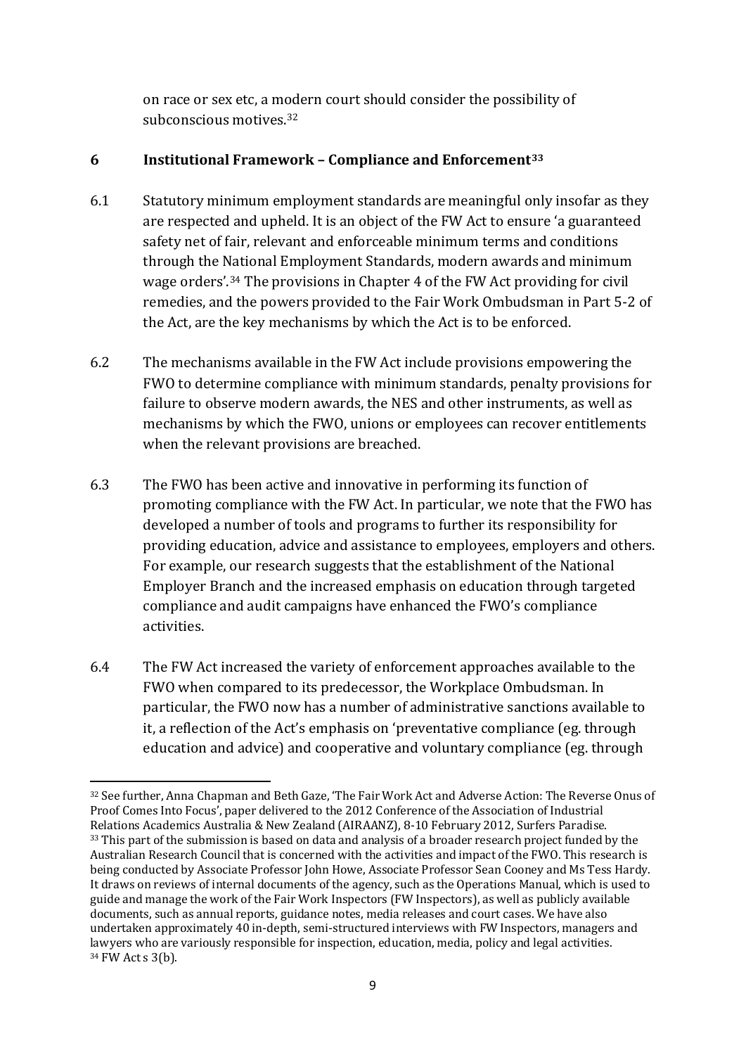on race or sex etc, a modern court should consider the possibility of subconscious motives.[32]

## 6 Institutional Framework – Compliance and Enforcement[33]

6.1 Statutory minimum employment standards are meaningful only insofar as they are respected and upheld. It is an object of the FW Act to ensure 'a guaranteed safety net of fair, relevant and enforceable minimum terms and conditions through the National Employment Standards, modern awards and minimum wage orders'.[34] The provisions in Chapter 4 of the FW Act providing for civil remedies, and the powers provided to the Fair Work Ombudsman in Part 5-2 of the Act, are the key mechanisms by which the Act is to be enforced.

6.2 The mechanisms available in the FW Act include provisions empowering the FWO to determine compliance with minimum standards, penalty provisions for failure to observe modern awards, the NES and other instruments, as well as mechanisms by which the FWO, unions or employees can recover entitlements when the relevant provisions are breached.

6.3 The FWO has been active and innovative in performing its function of promoting compliance with the FW Act. In particular, we note that the FWO has developed a number of tools and programs to further its responsibility for providing education, advice and assistance to employees, employers and others. For example, our research suggests that the establishment of the National Employer Branch and the increased emphasis on education through targeted compliance and audit campaigns have enhanced the FWO's compliance activities.

6.4 The FW Act increased the variety of enforcement approaches available to the FWO when compared to its predecessor, the Workplace Ombudsman. In particular, the FWO now has a number of administrative sanctions available to it, a reflection of the Act's emphasis on 'preventative compliance (eg. through education and advice) and cooperative and voluntary compliance (eg. through

---

[32] See further, Anna Chapman and Beth Gaze, 'The Fair Work Act and Adverse Action: The Reverse Onus of Proof Comes Into Focus', paper delivered to the 2012 Conference of the Association of Industrial Relations Academics Australia & New Zealand (AIRAANZ), 8-10 February 2012, Surfers Paradise.

[33] This part of the submission is based on data and analysis of a broader research project funded by the Australian Research Council that is concerned with the activities and impact of the FWO. This research is being conducted by Associate Professor John Howe, Associate Professor Sean Cooney and Ms Tess Hardy. It draws on reviews of internal documents of the agency, such as the Operations Manual, which is used to guide and manage the work of the Fair Work Inspectors (FW Inspectors), as well as publicly available documents, such as annual reports, guidance notes, media releases and court cases. We have also undertaken approximately 40 in-depth, semi-structured interviews with FW Inspectors, managers and lawyers who are variously responsible for inspection, education, media, policy and legal activities.

[34] FW Act s 3(b).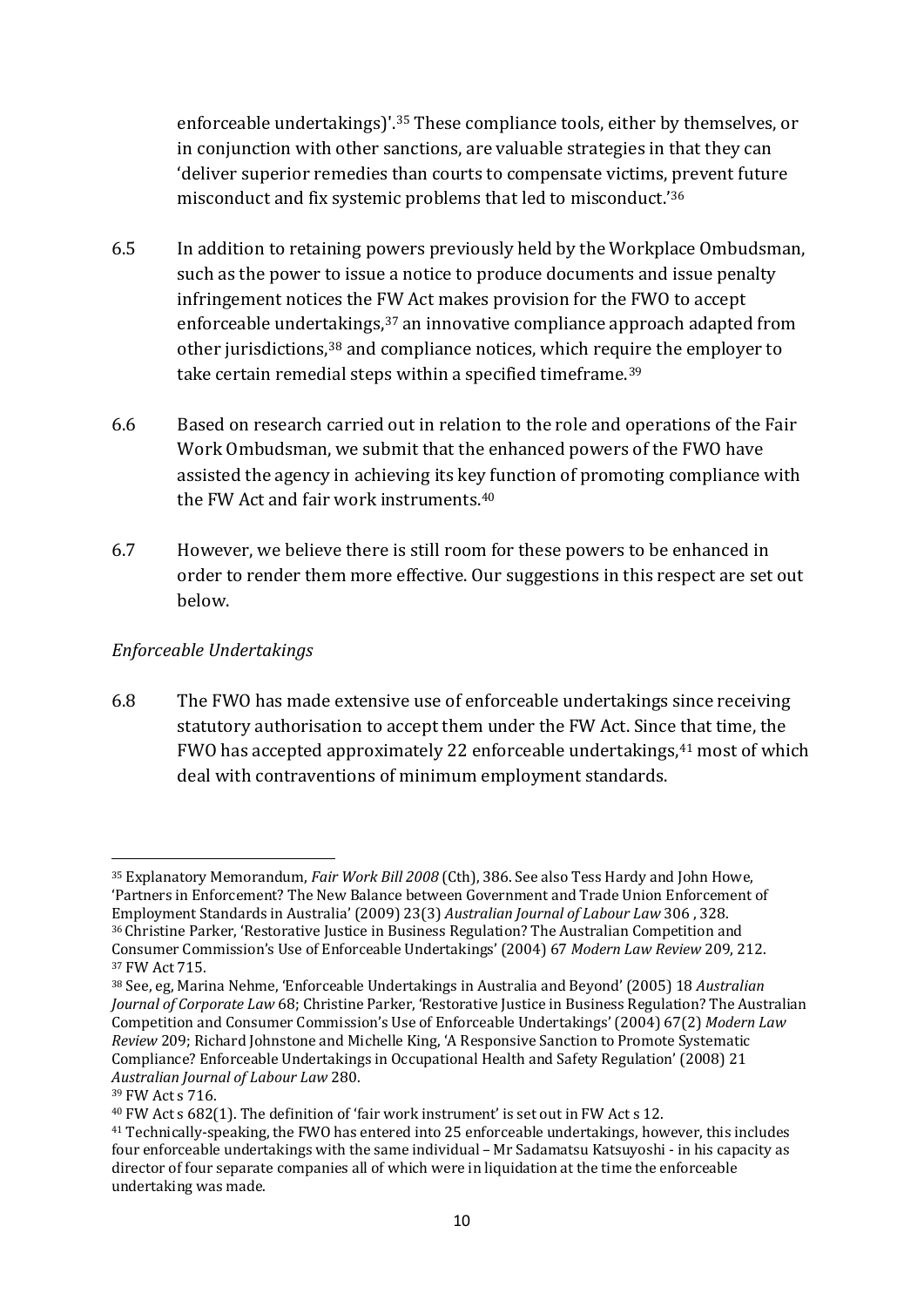enforceable undertakings)'.[35] These compliance tools, either by themselves, or in conjunction with other sanctions, are valuable strategies in that they can 'deliver superior remedies than courts to compensate victims, prevent future misconduct and fix systemic problems that led to misconduct.'[36]

6.5 In addition to retaining powers previously held by the Workplace Ombudsman, such as the power to issue a notice to produce documents and issue penalty infringement notices the FW Act makes provision for the FWO to accept enforceable undertakings,[37] an innovative compliance approach adapted from other jurisdictions,[38] and compliance notices, which require the employer to take certain remedial steps within a specified timeframe.[39]

6.6 Based on research carried out in relation to the role and operations of the Fair Work Ombudsman, we submit that the enhanced powers of the FWO have assisted the agency in achieving its key function of promoting compliance with the FW Act and fair work instruments.[40]

6.7 However, we believe there is still room for these powers to be enhanced in order to render them more effective. Our suggestions in this respect are set out below.

*Enforceable Undertakings*

6.8 The FWO has made extensive use of enforceable undertakings since receiving statutory authorisation to accept them under the FW Act. Since that time, the FWO has accepted approximately 22 enforceable undertakings,[41] most of which deal with contraventions of minimum employment standards.

---

[35] Explanatory Memorandum, *Fair Work Bill 2008* (Cth), 386. See also Tess Hardy and John Howe, 'Partners in Enforcement? The New Balance between Government and Trade Union Enforcement of Employment Standards in Australia' (2009) 23(3) *Australian Journal of Labour Law* 306 , 328.

[36] Christine Parker, 'Restorative Justice in Business Regulation? The Australian Competition and Consumer Commission's Use of Enforceable Undertakings' (2004) 67 *Modern Law Review* 209, 212.

[37] FW Act 715.

[38] See, eg, Marina Nehme, 'Enforceable Undertakings in Australia and Beyond' (2005) 18 *Australian Journal of Corporate Law* 68; Christine Parker, 'Restorative Justice in Business Regulation? The Australian Competition and Consumer Commission's Use of Enforceable Undertakings' (2004) 67(2) *Modern Law Review* 209; Richard Johnstone and Michelle King, 'A Responsive Sanction to Promote Systematic Compliance? Enforceable Undertakings in Occupational Health and Safety Regulation' (2008) 21 *Australian Journal of Labour Law* 280.

[39] FW Act s 716.

[40] FW Act s 682(1). The definition of 'fair work instrument' is set out in FW Act s 12.

[41] Technically-speaking, the FWO has entered into 25 enforceable undertakings, however, this includes four enforceable undertakings with the same individual – Mr Sadamatsu Katsuyoshi - in his capacity as director of four separate companies all of which were in liquidation at the time the enforceable undertaking was made.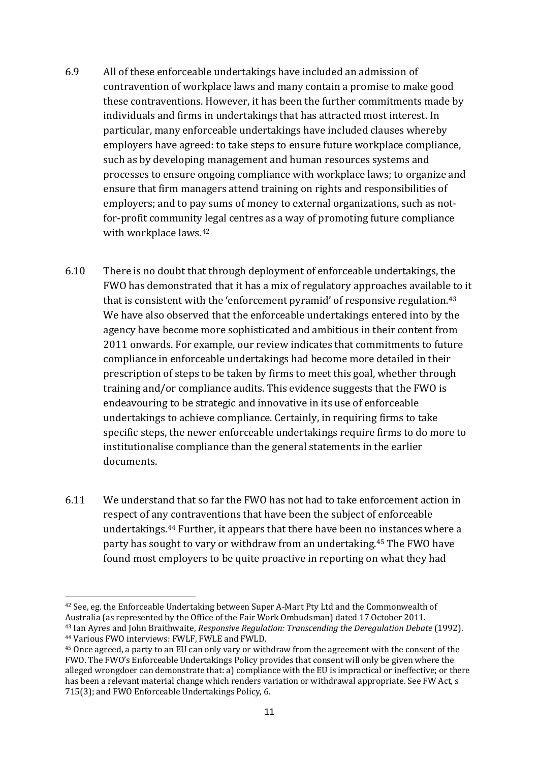6.9 All of these enforceable undertakings have included an admission of contravention of workplace laws and many contain a promise to make good these contraventions. However, it has been the further commitments made by individuals and firms in undertakings that has attracted most interest. In particular, many enforceable undertakings have included clauses whereby employers have agreed: to take steps to ensure future workplace compliance, such as by developing management and human resources systems and processes to ensure ongoing compliance with workplace laws; to organize and ensure that firm managers attend training on rights and responsibilities of employers; and to pay sums of money to external organizations, such as not-for-profit community legal centres as a way of promoting future compliance with workplace laws.[42]

6.10 There is no doubt that through deployment of enforceable undertakings, the FWO has demonstrated that it has a mix of regulatory approaches available to it that is consistent with the 'enforcement pyramid' of responsive regulation.[43] We have also observed that the enforceable undertakings entered into by the agency have become more sophisticated and ambitious in their content from 2011 onwards. For example, our review indicates that commitments to future compliance in enforceable undertakings had become more detailed in their prescription of steps to be taken by firms to meet this goal, whether through training and/or compliance audits. This evidence suggests that the FWO is endeavouring to be strategic and innovative in its use of enforceable undertakings to achieve compliance. Certainly, in requiring firms to take specific steps, the newer enforceable undertakings require firms to do more to institutionalise compliance than the general statements in the earlier documents.

6.11 We understand that so far the FWO has not had to take enforcement action in respect of any contraventions that have been the subject of enforceable undertakings.[44] Further, it appears that there have been no instances where a party has sought to vary or withdraw from an undertaking.[45] The FWO have found most employers to be quite proactive in reporting on what they had

---

[42] See, eg. the Enforceable Undertaking between Super A-Mart Pty Ltd and the Commonwealth of Australia (as represented by the Office of the Fair Work Ombudsman) dated 17 October 2011.

[43] Ian Ayres and John Braithwaite, *Responsive Regulation: Transcending the Deregulation Debate* (1992).

[44] Various FWO interviews: FWLF, FWLE and FWLD.

[45] Once agreed, a party to an EU can only vary or withdraw from the agreement with the consent of the FWO. The FWO's Enforceable Undertakings Policy provides that consent will only be given where the alleged wrongdoer can demonstrate that: a) compliance with the EU is impractical or ineffective; or there has been a relevant material change which renders variation or withdrawal appropriate. See FW Act, s 715(3); and FWO Enforceable Undertakings Policy, 6.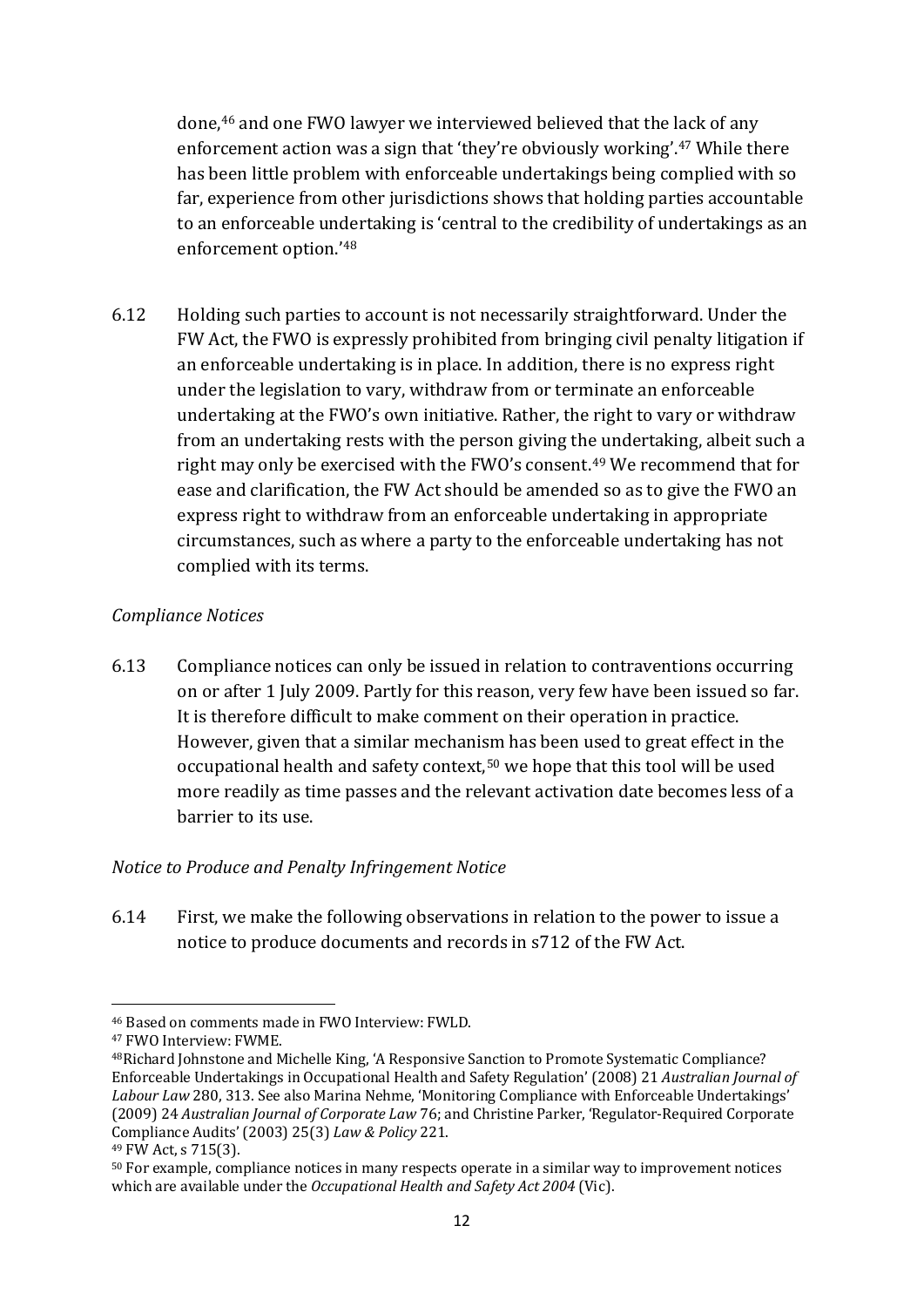done,[46] and one FWO lawyer we interviewed believed that the lack of any enforcement action was a sign that 'they're obviously working'.[47] While there has been little problem with enforceable undertakings being complied with so far, experience from other jurisdictions shows that holding parties accountable to an enforceable undertaking is 'central to the credibility of undertakings as an enforcement option.'[48]

6.12 Holding such parties to account is not necessarily straightforward. Under the FW Act, the FWO is expressly prohibited from bringing civil penalty litigation if an enforceable undertaking is in place. In addition, there is no express right under the legislation to vary, withdraw from or terminate an enforceable undertaking at the FWO's own initiative. Rather, the right to vary or withdraw from an undertaking rests with the person giving the undertaking, albeit such a right may only be exercised with the FWO's consent.[49] We recommend that for ease and clarification, the FW Act should be amended so as to give the FWO an express right to withdraw from an enforceable undertaking in appropriate circumstances, such as where a party to the enforceable undertaking has not complied with its terms.

*Compliance Notices*

6.13 Compliance notices can only be issued in relation to contraventions occurring on or after 1 July 2009. Partly for this reason, very few have been issued so far. It is therefore difficult to make comment on their operation in practice. However, given that a similar mechanism has been used to great effect in the occupational health and safety context,[50] we hope that this tool will be used more readily as time passes and the relevant activation date becomes less of a barrier to its use.

*Notice to Produce and Penalty Infringement Notice*

6.14 First, we make the following observations in relation to the power to issue a notice to produce documents and records in s712 of the FW Act.

---

[46] Based on comments made in FWO Interview: FWLD.

[47] FWO Interview: FWME.

[48] Richard Johnstone and Michelle King, 'A Responsive Sanction to Promote Systematic Compliance? Enforceable Undertakings in Occupational Health and Safety Regulation' (2008) 21 *Australian Journal of Labour Law* 280, 313. See also Marina Nehme, 'Monitoring Compliance with Enforceable Undertakings' (2009) 24 *Australian Journal of Corporate Law* 76; and Christine Parker, 'Regulator-Required Corporate Compliance Audits' (2003) 25(3) *Law & Policy* 221.

[49] FW Act, s 715(3).

[50] For example, compliance notices in many respects operate in a similar way to improvement notices which are available under the *Occupational Health and Safety Act 2004* (Vic).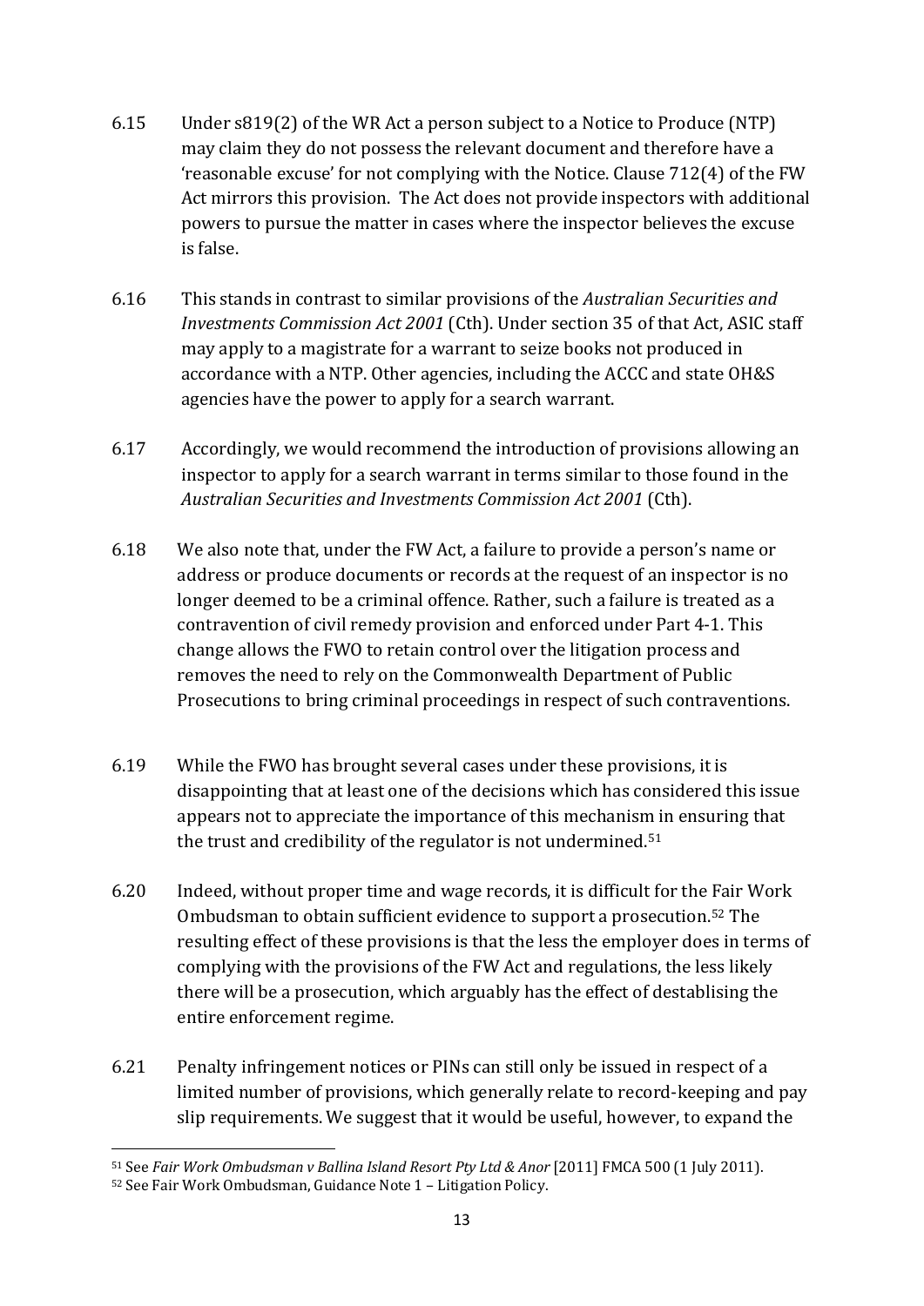6.15 Under s819(2) of the WR Act a person subject to a Notice to Produce (NTP) may claim they do not possess the relevant document and therefore have a 'reasonable excuse' for not complying with the Notice. Clause 712(4) of the FW Act mirrors this provision. The Act does not provide inspectors with additional powers to pursue the matter in cases where the inspector believes the excuse is false.

6.16 This stands in contrast to similar provisions of the *Australian Securities and Investments Commission Act 2001* (Cth). Under section 35 of that Act, ASIC staff may apply to a magistrate for a warrant to seize books not produced in accordance with a NTP. Other agencies, including the ACCC and state OH&S agencies have the power to apply for a search warrant.

6.17 Accordingly, we would recommend the introduction of provisions allowing an inspector to apply for a search warrant in terms similar to those found in the *Australian Securities and Investments Commission Act 2001* (Cth).

6.18 We also note that, under the FW Act, a failure to provide a person's name or address or produce documents or records at the request of an inspector is no longer deemed to be a criminal offence. Rather, such a failure is treated as a contravention of civil remedy provision and enforced under Part 4-1. This change allows the FWO to retain control over the litigation process and removes the need to rely on the Commonwealth Department of Public Prosecutions to bring criminal proceedings in respect of such contraventions.

6.19 While the FWO has brought several cases under these provisions, it is disappointing that at least one of the decisions which has considered this issue appears not to appreciate the importance of this mechanism in ensuring that the trust and credibility of the regulator is not undermined.[51]

6.20 Indeed, without proper time and wage records, it is difficult for the Fair Work Ombudsman to obtain sufficient evidence to support a prosecution.[52] The resulting effect of these provisions is that the less the employer does in terms of complying with the provisions of the FW Act and regulations, the less likely there will be a prosecution, which arguably has the effect of destablising the entire enforcement regime.

6.21 Penalty infringement notices or PINs can still only be issued in respect of a limited number of provisions, which generally relate to record-keeping and pay slip requirements. We suggest that it would be useful, however, to expand the

---

[51] See *Fair Work Ombudsman v Ballina Island Resort Pty Ltd & Anor* [2011] FMCA 500 (1 July 2011).

[52] See Fair Work Ombudsman, Guidance Note 1 – Litigation Policy.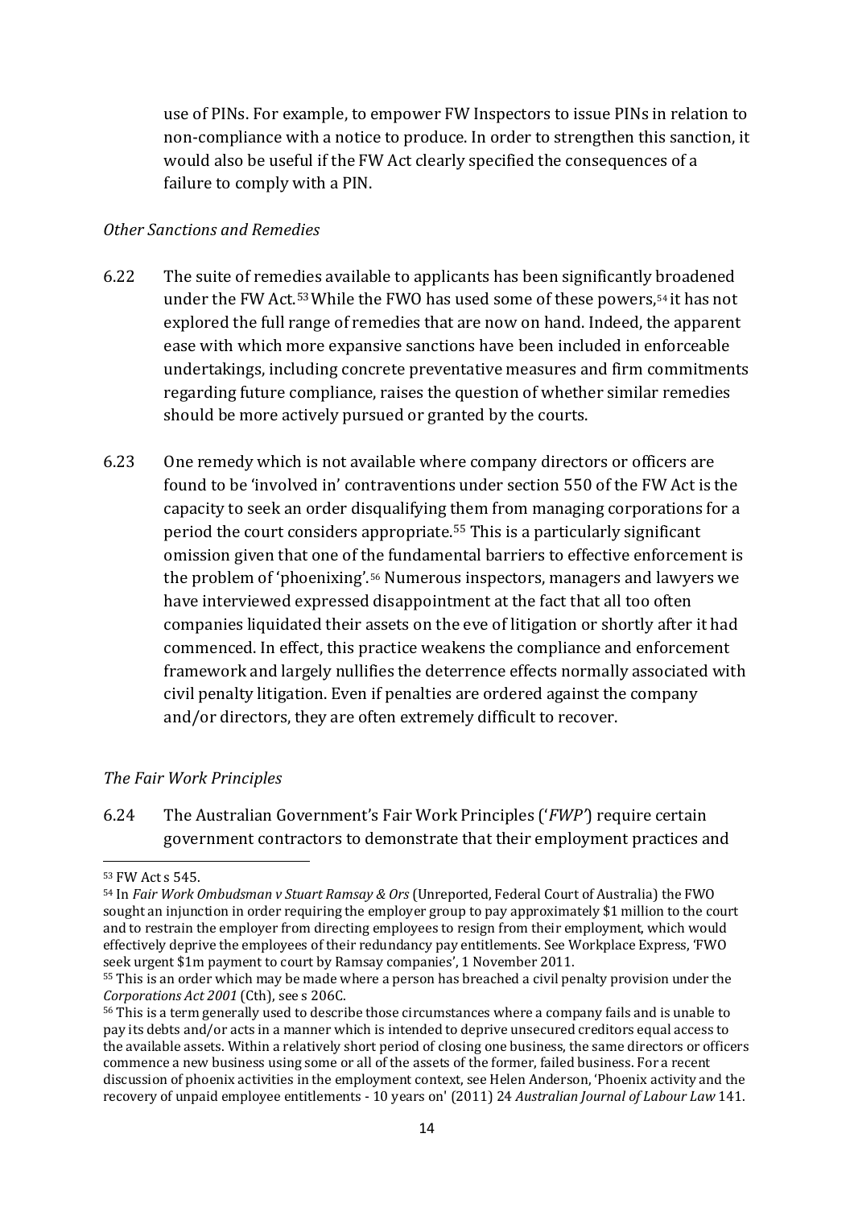use of PINs. For example, to empower FW Inspectors to issue PINs in relation to non-compliance with a notice to produce. In order to strengthen this sanction, it would also be useful if the FW Act clearly specified the consequences of a failure to comply with a PIN.

*Other Sanctions and Remedies*

6.22 The suite of remedies available to applicants has been significantly broadened under the FW Act.[53] While the FWO has used some of these powers,[54] it has not explored the full range of remedies that are now on hand. Indeed, the apparent ease with which more expansive sanctions have been included in enforceable undertakings, including concrete preventative measures and firm commitments regarding future compliance, raises the question of whether similar remedies should be more actively pursued or granted by the courts.

6.23 One remedy which is not available where company directors or officers are found to be 'involved in' contraventions under section 550 of the FW Act is the capacity to seek an order disqualifying them from managing corporations for a period the court considers appropriate.[55] This is a particularly significant omission given that one of the fundamental barriers to effective enforcement is the problem of 'phoenixing'.[56] Numerous inspectors, managers and lawyers we have interviewed expressed disappointment at the fact that all too often companies liquidated their assets on the eve of litigation or shortly after it had commenced. In effect, this practice weakens the compliance and enforcement framework and largely nullifies the deterrence effects normally associated with civil penalty litigation. Even if penalties are ordered against the company and/or directors, they are often extremely difficult to recover.

*The Fair Work Principles*

6.24 The Australian Government's Fair Work Principles ('*FWP*') require certain government contractors to demonstrate that their employment practices and

---

[53] FW Act s 545.

[54] In *Fair Work Ombudsman v Stuart Ramsay & Ors* (Unreported, Federal Court of Australia) the FWO sought an injunction in order requiring the employer group to pay approximately $1 million to the court and to restrain the employer from directing employees to resign from their employment, which would effectively deprive the employees of their redundancy pay entitlements. See Workplace Express, 'FWO seek urgent $1m payment to court by Ramsay companies', 1 November 2011.

[55] This is an order which may be made where a person has breached a civil penalty provision under the *Corporations Act 2001* (Cth), see s 206C.

[56] This is a term generally used to describe those circumstances where a company fails and is unable to pay its debts and/or acts in a manner which is intended to deprive unsecured creditors equal access to the available assets. Within a relatively short period of closing one business, the same directors or officers commence a new business using some or all of the assets of the former, failed business. For a recent discussion of phoenix activities in the employment context, see Helen Anderson, 'Phoenix activity and the recovery of unpaid employee entitlements - 10 years on' (2011) 24 *Australian Journal of Labour Law* 141.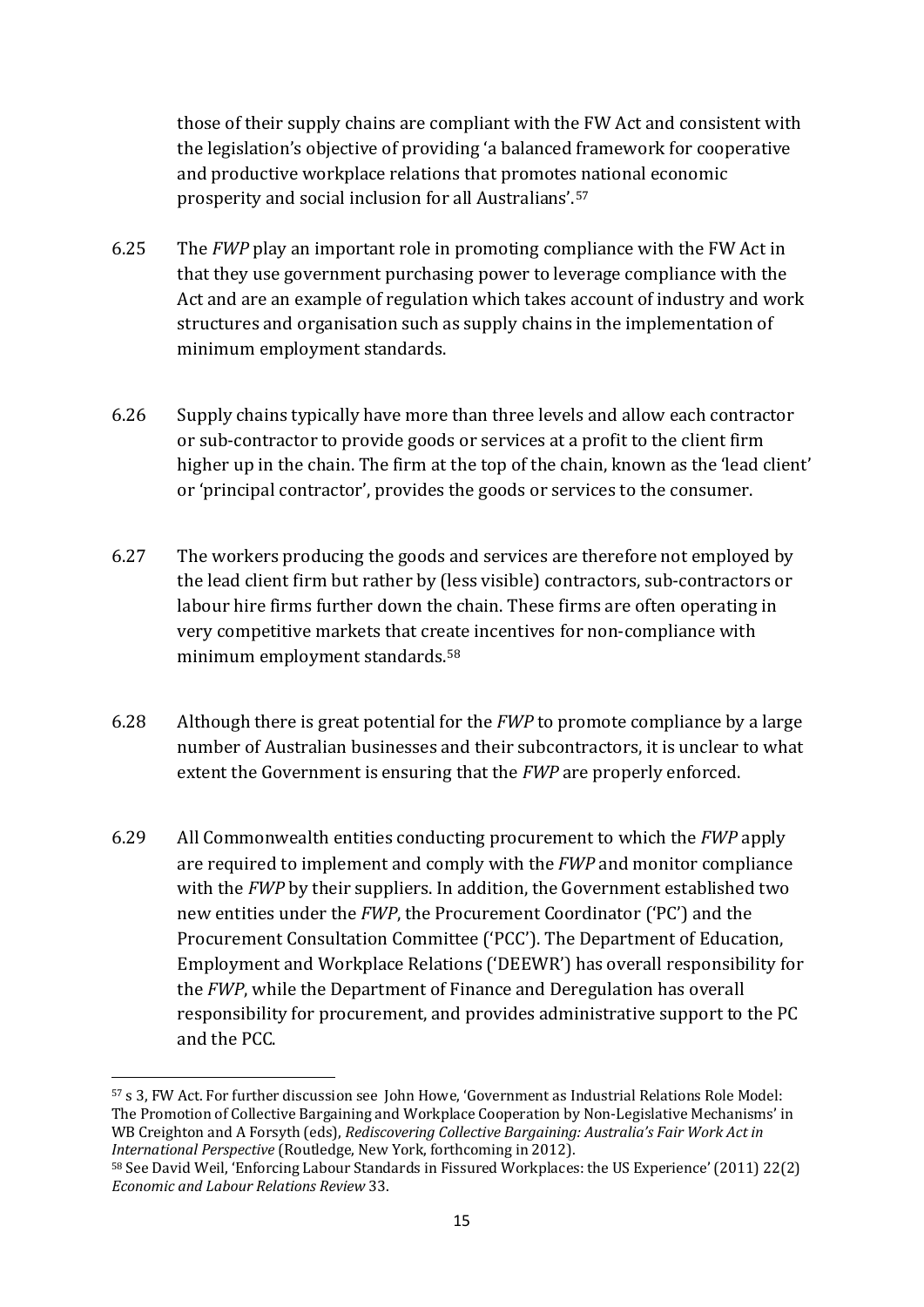those of their supply chains are compliant with the FW Act and consistent with the legislation's objective of providing 'a balanced framework for cooperative and productive workplace relations that promotes national economic prosperity and social inclusion for all Australians'.[57]

6.25 The *FWP* play an important role in promoting compliance with the FW Act in that they use government purchasing power to leverage compliance with the Act and are an example of regulation which takes account of industry and work structures and organisation such as supply chains in the implementation of minimum employment standards.

6.26 Supply chains typically have more than three levels and allow each contractor or sub-contractor to provide goods or services at a profit to the client firm higher up in the chain. The firm at the top of the chain, known as the 'lead client' or 'principal contractor', provides the goods or services to the consumer.

6.27 The workers producing the goods and services are therefore not employed by the lead client firm but rather by (less visible) contractors, sub-contractors or labour hire firms further down the chain. These firms are often operating in very competitive markets that create incentives for non-compliance with minimum employment standards.[58]

6.28 Although there is great potential for the *FWP* to promote compliance by a large number of Australian businesses and their subcontractors, it is unclear to what extent the Government is ensuring that the *FWP* are properly enforced.

6.29 All Commonwealth entities conducting procurement to which the *FWP* apply are required to implement and comply with the *FWP* and monitor compliance with the *FWP* by their suppliers. In addition, the Government established two new entities under the *FWP*, the Procurement Coordinator ('PC') and the Procurement Consultation Committee ('PCC'). The Department of Education, Employment and Workplace Relations ('DEEWR') has overall responsibility for the *FWP*, while the Department of Finance and Deregulation has overall responsibility for procurement, and provides administrative support to the PC and the PCC.

---

[57] s 3, FW Act. For further discussion see John Howe, 'Government as Industrial Relations Role Model: The Promotion of Collective Bargaining and Workplace Cooperation by Non-Legislative Mechanisms' in WB Creighton and A Forsyth (eds), *Rediscovering Collective Bargaining: Australia's Fair Work Act in International Perspective* (Routledge, New York, forthcoming in 2012).

[58] See David Weil, 'Enforcing Labour Standards in Fissured Workplaces: the US Experience' (2011) 22(2) *Economic and Labour Relations Review* 33.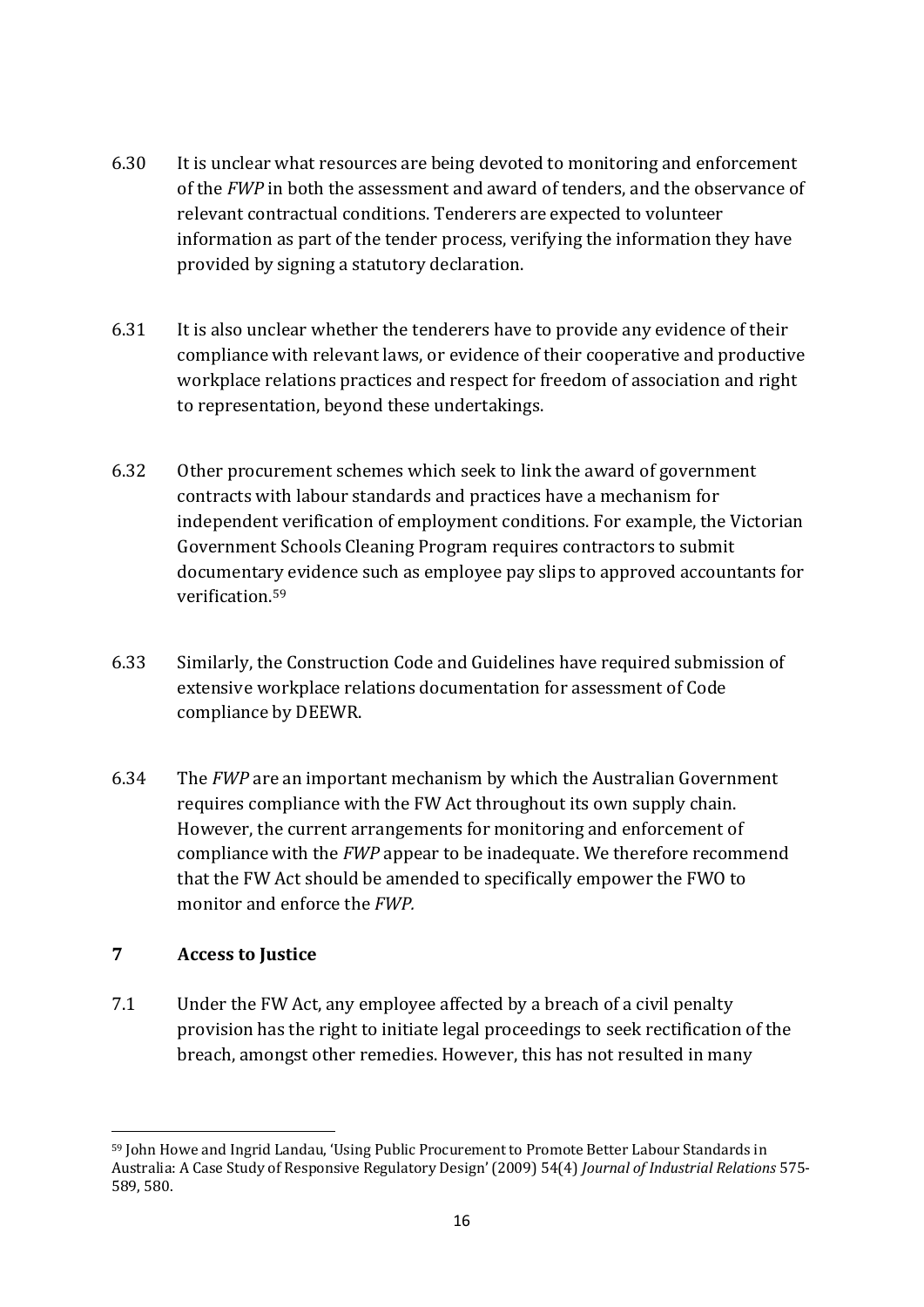6.30 It is unclear what resources are being devoted to monitoring and enforcement of the *FWP* in both the assessment and award of tenders, and the observance of relevant contractual conditions. Tenderers are expected to volunteer information as part of the tender process, verifying the information they have provided by signing a statutory declaration.

6.31 It is also unclear whether the tenderers have to provide any evidence of their compliance with relevant laws, or evidence of their cooperative and productive workplace relations practices and respect for freedom of association and right to representation, beyond these undertakings.

6.32 Other procurement schemes which seek to link the award of government contracts with labour standards and practices have a mechanism for independent verification of employment conditions. For example, the Victorian Government Schools Cleaning Program requires contractors to submit documentary evidence such as employee pay slips to approved accountants for verification.[59]

6.33 Similarly, the Construction Code and Guidelines have required submission of extensive workplace relations documentation for assessment of Code compliance by DEEWR.

6.34 The *FWP* are an important mechanism by which the Australian Government requires compliance with the FW Act throughout its own supply chain. However, the current arrangements for monitoring and enforcement of compliance with the *FWP* appear to be inadequate. We therefore recommend that the FW Act should be amended to specifically empower the FWO to monitor and enforce the *FWP.*

## 7 Access to Justice

7.1 Under the FW Act, any employee affected by a breach of a civil penalty provision has the right to initiate legal proceedings to seek rectification of the breach, amongst other remedies. However, this has not resulted in many

---

[59] John Howe and Ingrid Landau, 'Using Public Procurement to Promote Better Labour Standards in Australia: A Case Study of Responsive Regulatory Design' (2009) 54(4) *Journal of Industrial Relations* 575-589, 580.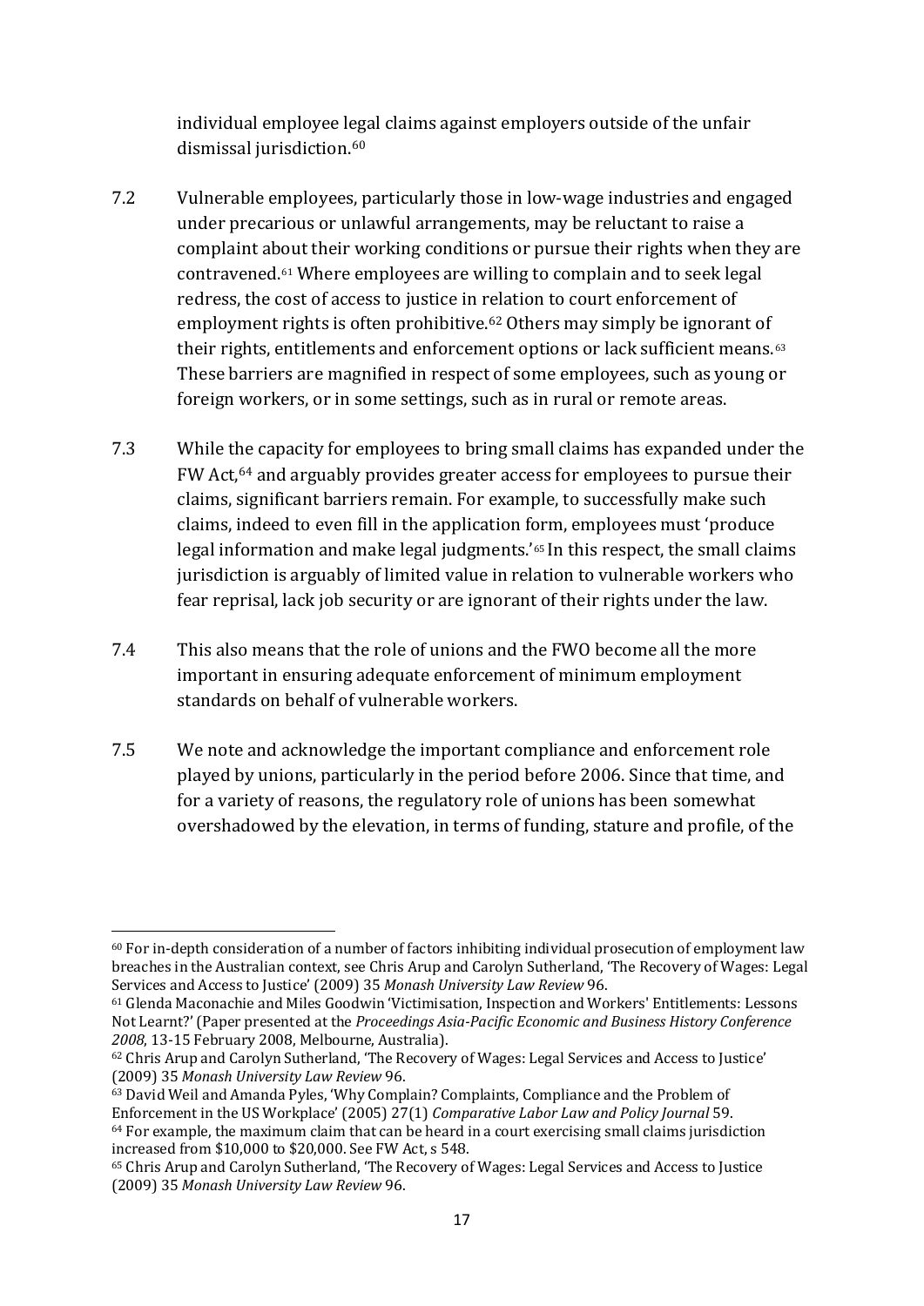individual employee legal claims against employers outside of the unfair dismissal jurisdiction.[60]

7.2 Vulnerable employees, particularly those in low-wage industries and engaged under precarious or unlawful arrangements, may be reluctant to raise a complaint about their working conditions or pursue their rights when they are contravened.[61] Where employees are willing to complain and to seek legal redress, the cost of access to justice in relation to court enforcement of employment rights is often prohibitive.[62] Others may simply be ignorant of their rights, entitlements and enforcement options or lack sufficient means.[63] These barriers are magnified in respect of some employees, such as young or foreign workers, or in some settings, such as in rural or remote areas.

7.3 While the capacity for employees to bring small claims has expanded under the FW Act,[64] and arguably provides greater access for employees to pursue their claims, significant barriers remain. For example, to successfully make such claims, indeed to even fill in the application form, employees must 'produce legal information and make legal judgments.'[65] In this respect, the small claims jurisdiction is arguably of limited value in relation to vulnerable workers who fear reprisal, lack job security or are ignorant of their rights under the law.

7.4 This also means that the role of unions and the FWO become all the more important in ensuring adequate enforcement of minimum employment standards on behalf of vulnerable workers.

7.5 We note and acknowledge the important compliance and enforcement role played by unions, particularly in the period before 2006. Since that time, and for a variety of reasons, the regulatory role of unions has been somewhat overshadowed by the elevation, in terms of funding, stature and profile, of the

---

[60] For in-depth consideration of a number of factors inhibiting individual prosecution of employment law breaches in the Australian context, see Chris Arup and Carolyn Sutherland, 'The Recovery of Wages: Legal Services and Access to Justice' (2009) 35 *Monash University Law Review* 96.

[61] Glenda Maconachie and Miles Goodwin 'Victimisation, Inspection and Workers' Entitlements: Lessons Not Learnt?' (Paper presented at the *Proceedings Asia-Pacific Economic and Business History Conference 2008*, 13-15 February 2008, Melbourne, Australia).

[62] Chris Arup and Carolyn Sutherland, 'The Recovery of Wages: Legal Services and Access to Justice' (2009) 35 *Monash University Law Review* 96.

[63] David Weil and Amanda Pyles, 'Why Complain? Complaints, Compliance and the Problem of Enforcement in the US Workplace' (2005) 27(1) *Comparative Labor Law and Policy Journal* 59.

[64] For example, the maximum claim that can be heard in a court exercising small claims jurisdiction increased from $10,000 to $20,000. See FW Act, s 548.

[65] Chris Arup and Carolyn Sutherland, 'The Recovery of Wages: Legal Services and Access to Justice (2009) 35 *Monash University Law Review* 96.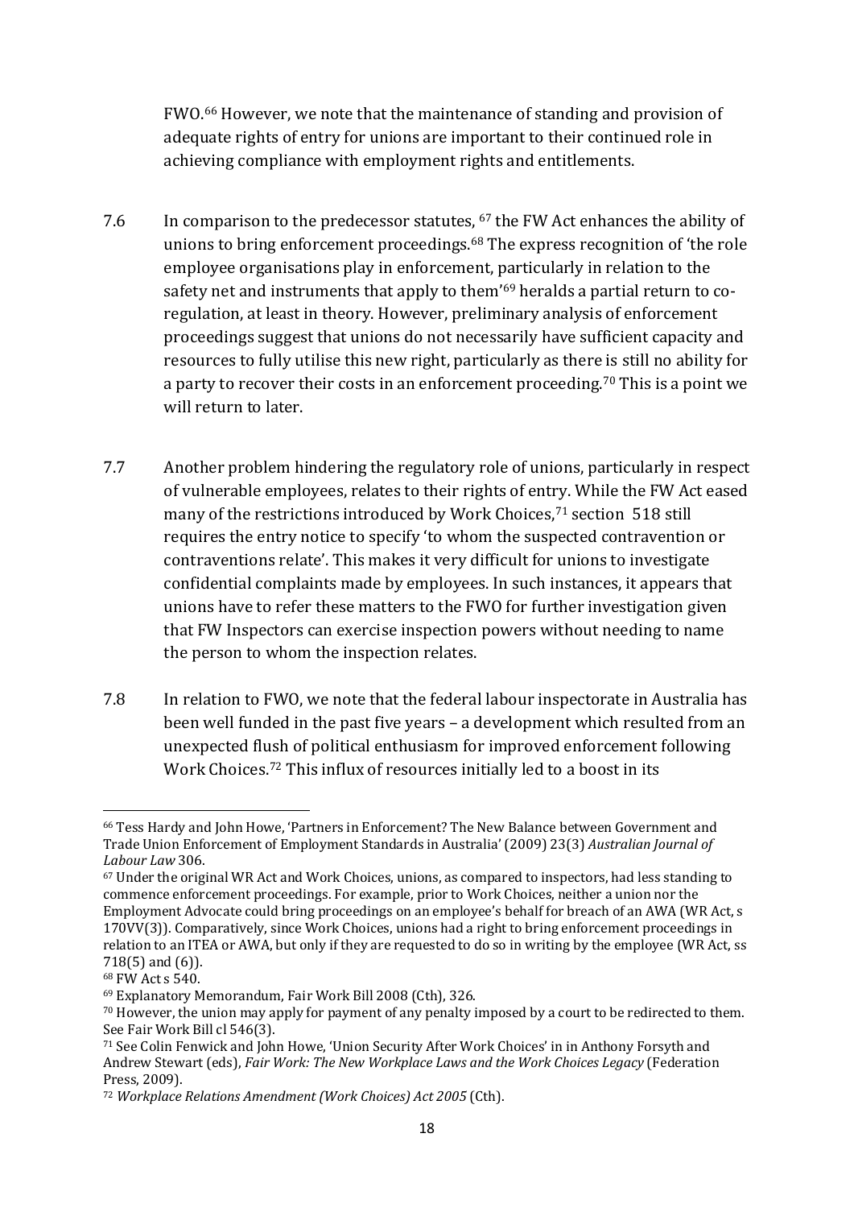FWO.[66] However, we note that the maintenance of standing and provision of adequate rights of entry for unions are important to their continued role in achieving compliance with employment rights and entitlements.

7.6 In comparison to the predecessor statutes, [67] the FW Act enhances the ability of unions to bring enforcement proceedings.[68] The express recognition of 'the role employee organisations play in enforcement, particularly in relation to the safety net and instruments that apply to them'[69] heralds a partial return to co-regulation, at least in theory. However, preliminary analysis of enforcement proceedings suggest that unions do not necessarily have sufficient capacity and resources to fully utilise this new right, particularly as there is still no ability for a party to recover their costs in an enforcement proceeding.[70] This is a point we will return to later.

7.7 Another problem hindering the regulatory role of unions, particularly in respect of vulnerable employees, relates to their rights of entry. While the FW Act eased many of the restrictions introduced by Work Choices,[71] section 518 still requires the entry notice to specify 'to whom the suspected contravention or contraventions relate'. This makes it very difficult for unions to investigate confidential complaints made by employees. In such instances, it appears that unions have to refer these matters to the FWO for further investigation given that FW Inspectors can exercise inspection powers without needing to name the person to whom the inspection relates.

7.8 In relation to FWO, we note that the federal labour inspectorate in Australia has been well funded in the past five years – a development which resulted from an unexpected flush of political enthusiasm for improved enforcement following Work Choices.[72] This influx of resources initially led to a boost in its

---

[66] Tess Hardy and John Howe, 'Partners in Enforcement? The New Balance between Government and Trade Union Enforcement of Employment Standards in Australia' (2009) 23(3) *Australian Journal of Labour Law* 306.

[67] Under the original WR Act and Work Choices, unions, as compared to inspectors, had less standing to commence enforcement proceedings. For example, prior to Work Choices, neither a union nor the Employment Advocate could bring proceedings on an employee's behalf for breach of an AWA (WR Act, s 170VV(3)). Comparatively, since Work Choices, unions had a right to bring enforcement proceedings in relation to an ITEA or AWA, but only if they are requested to do so in writing by the employee (WR Act, ss 718(5) and (6)).

[68] FW Act s 540.

[69] Explanatory Memorandum, Fair Work Bill 2008 (Cth), 326.

[70] However, the union may apply for payment of any penalty imposed by a court to be redirected to them. See Fair Work Bill cl 546(3).

[71] See Colin Fenwick and John Howe, 'Union Security After Work Choices' in in Anthony Forsyth and Andrew Stewart (eds), *Fair Work: The New Workplace Laws and the Work Choices Legacy* (Federation Press, 2009).

[72] *Workplace Relations Amendment (Work Choices) Act 2005* (Cth).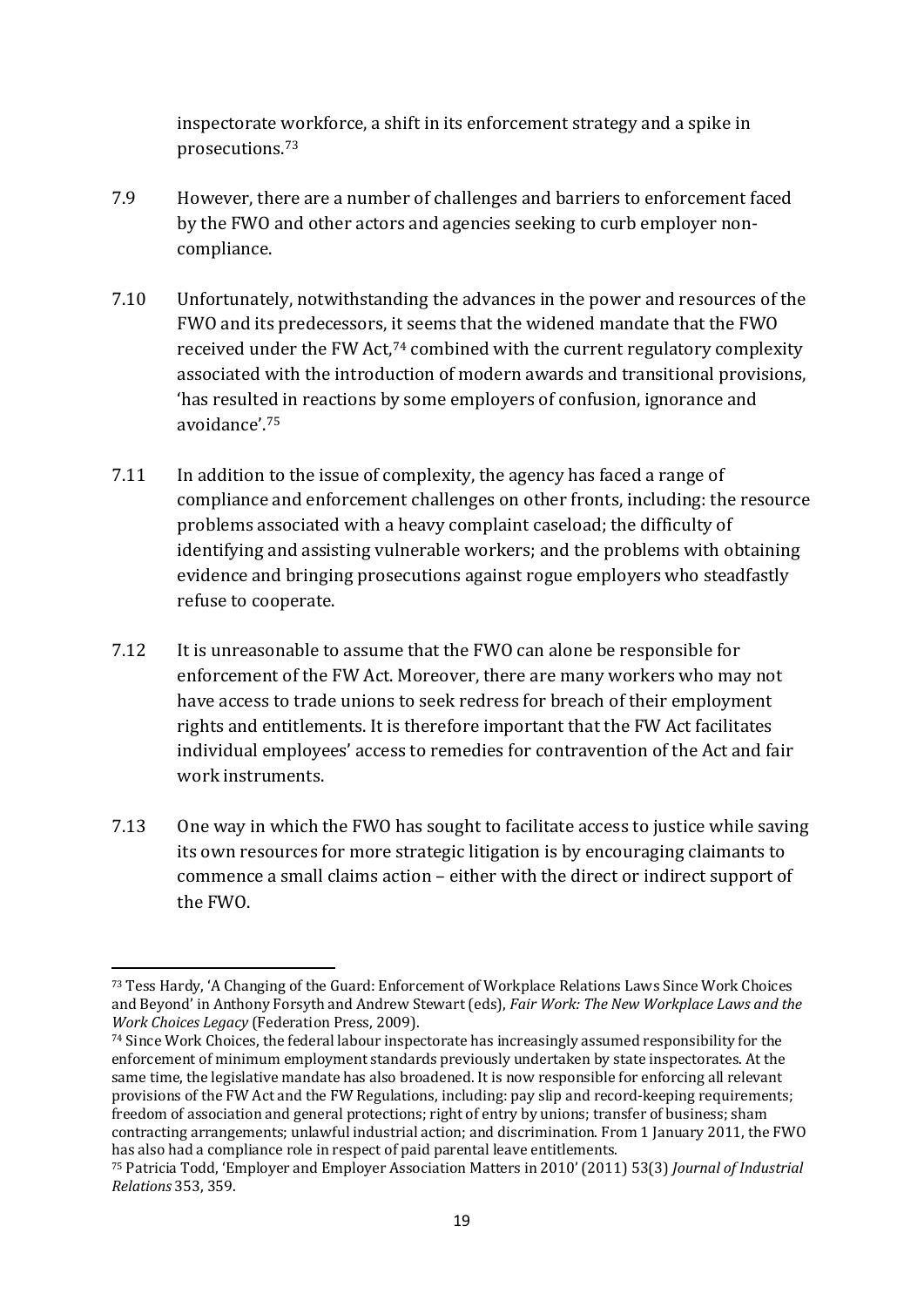inspectorate workforce, a shift in its enforcement strategy and a spike in prosecutions.[73]

7.9 However, there are a number of challenges and barriers to enforcement faced by the FWO and other actors and agencies seeking to curb employer non-compliance.

7.10 Unfortunately, notwithstanding the advances in the power and resources of the FWO and its predecessors, it seems that the widened mandate that the FWO received under the FW Act,[74] combined with the current regulatory complexity associated with the introduction of modern awards and transitional provisions, 'has resulted in reactions by some employers of confusion, ignorance and avoidance'.[75]

7.11 In addition to the issue of complexity, the agency has faced a range of compliance and enforcement challenges on other fronts, including: the resource problems associated with a heavy complaint caseload; the difficulty of identifying and assisting vulnerable workers; and the problems with obtaining evidence and bringing prosecutions against rogue employers who steadfastly refuse to cooperate.

7.12 It is unreasonable to assume that the FWO can alone be responsible for enforcement of the FW Act. Moreover, there are many workers who may not have access to trade unions to seek redress for breach of their employment rights and entitlements. It is therefore important that the FW Act facilitates individual employees' access to remedies for contravention of the Act and fair work instruments.

7.13 One way in which the FWO has sought to facilitate access to justice while saving its own resources for more strategic litigation is by encouraging claimants to commence a small claims action – either with the direct or indirect support of the FWO.

---

[73] Tess Hardy, 'A Changing of the Guard: Enforcement of Workplace Relations Laws Since Work Choices and Beyond' in Anthony Forsyth and Andrew Stewart (eds), *Fair Work: The New Workplace Laws and the Work Choices Legacy* (Federation Press, 2009).

[74] Since Work Choices, the federal labour inspectorate has increasingly assumed responsibility for the enforcement of minimum employment standards previously undertaken by state inspectorates. At the same time, the legislative mandate has also broadened. It is now responsible for enforcing all relevant provisions of the FW Act and the FW Regulations, including: pay slip and record-keeping requirements; freedom of association and general protections; right of entry by unions; transfer of business; sham contracting arrangements; unlawful industrial action; and discrimination. From 1 January 2011, the FWO has also had a compliance role in respect of paid parental leave entitlements.

[75] Patricia Todd, 'Employer and Employer Association Matters in 2010' (2011) 53(3) *Journal of Industrial Relations* 353, 359.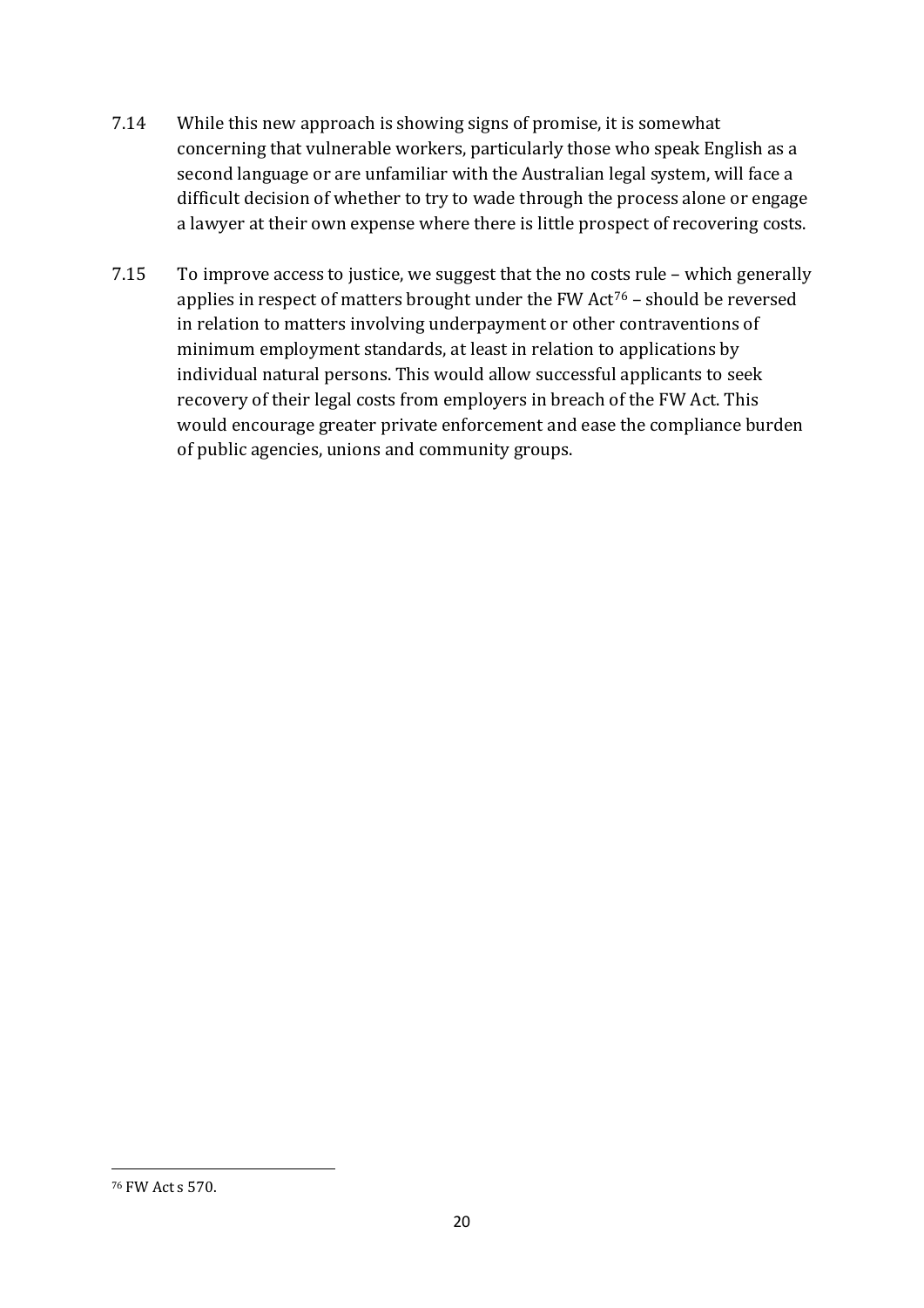7.14 While this new approach is showing signs of promise, it is somewhat concerning that vulnerable workers, particularly those who speak English as a second language or are unfamiliar with the Australian legal system, will face a difficult decision of whether to try to wade through the process alone or engage a lawyer at their own expense where there is little prospect of recovering costs.

7.15 To improve access to justice, we suggest that the no costs rule – which generally applies in respect of matters brought under the FW Act[76] – should be reversed in relation to matters involving underpayment or other contraventions of minimum employment standards, at least in relation to applications by individual natural persons. This would allow successful applicants to seek recovery of their legal costs from employers in breach of the FW Act. This would encourage greater private enforcement and ease the compliance burden of public agencies, unions and community groups.

---

[76] FW Act s 570.